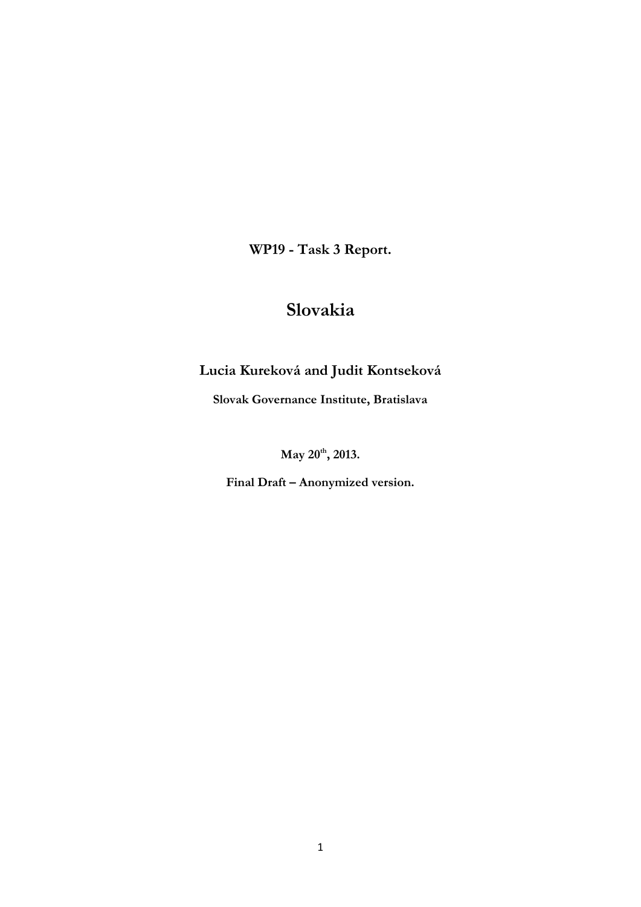**WP19 - Task 3 Report.**

# Slovakia

**Lucia Kureková and Judit Kontseková**

**Slovak Governance Institute, Bratislava**

**May 20th, 2013.**

**Final Draft – Anonymized version.**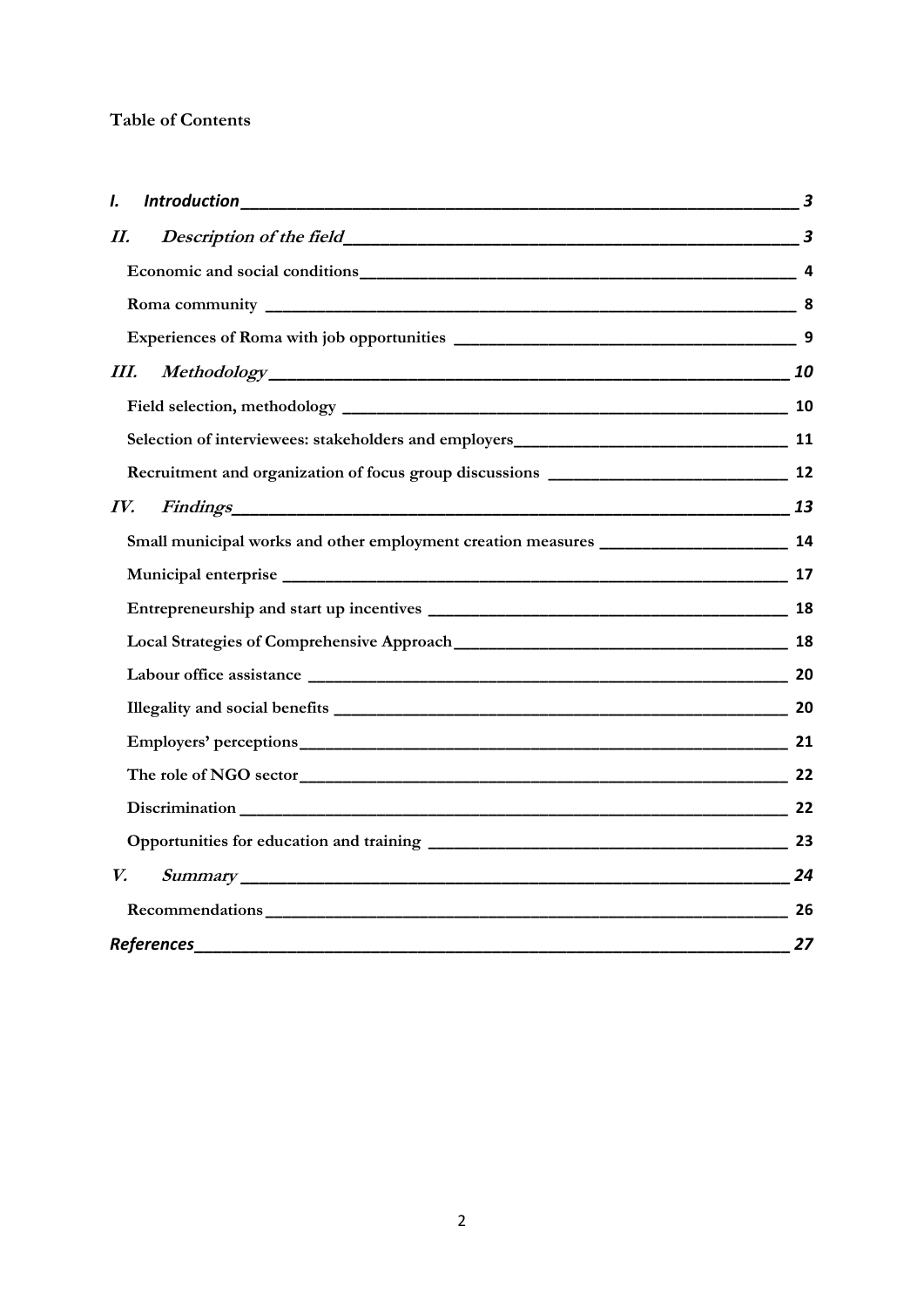**Table of Contents**

- ***I. Introduction*** — 3
- ***II. Description of the field*** — 3
  - **Economic and social conditions** — 4
  - **Roma community** — 8
  - **Experiences of Roma with job opportunities** — 9
- ***III. Methodology*** — 10
  - **Field selection, methodology** — 10
  - **Selection of interviewees: stakeholders and employers** — 11
  - **Recruitment and organization of focus group discussions** — 12
- ***IV. Findings*** — 13
  - **Small municipal works and other employment creation measures** — 14
  - **Municipal enterprise** — 17
  - **Entrepreneurship and start up incentives** — 18
  - **Local Strategies of Comprehensive Approach** — 18
  - **Labour office assistance** — 20
  - **Illegality and social benefits** — 20
  - **Employers' perceptions** — 21
  - **The role of NGO sector** — 22
  - **Discrimination** — 22
  - **Opportunities for education and training** — 23
- ***V. Summary*** — 24
  - **Recommendations** — 26
- ***References*** — 27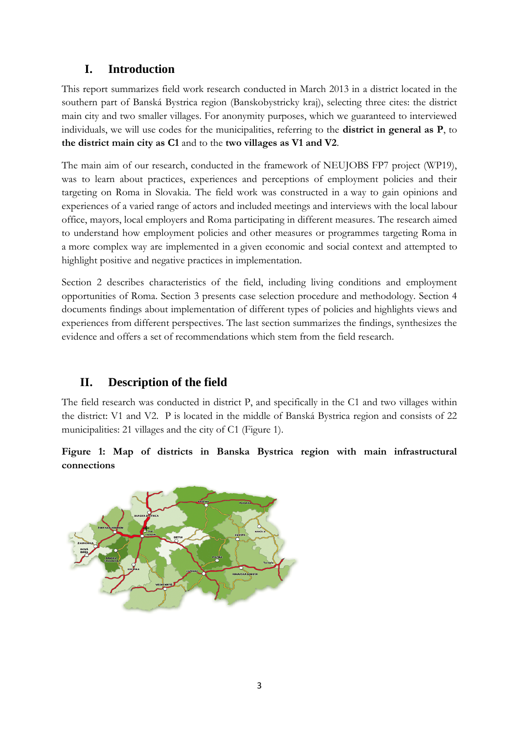## I. Introduction

This report summarizes field work research conducted in March 2013 in a district located in the southern part of Banská Bystrica region (Banskobystricky kraj), selecting three cites: the district main city and two smaller villages. For anonymity purposes, which we guaranteed to interviewed individuals, we will use codes for the municipalities, referring to the **district in general as P**, to **the district main city as C1** and to the **two villages as V1 and V2**.

The main aim of our research, conducted in the framework of NEUJOBS FP7 project (WP19), was to learn about practices, experiences and perceptions of employment policies and their targeting on Roma in Slovakia. The field work was constructed in a way to gain opinions and experiences of a varied range of actors and included meetings and interviews with the local labour office, mayors, local employers and Roma participating in different measures. The research aimed to understand how employment policies and other measures or programmes targeting Roma in a more complex way are implemented in a given economic and social context and attempted to highlight positive and negative practices in implementation.

Section 2 describes characteristics of the field, including living conditions and employment opportunities of Roma. Section 3 presents case selection procedure and methodology. Section 4 documents findings about implementation of different types of policies and highlights views and experiences from different perspectives. The last section summarizes the findings, synthesizes the evidence and offers a set of recommendations which stem from the field research.

## II. Description of the field

The field research was conducted in district P, and specifically in the C1 and two villages within the district: V1 and V2. P is located in the middle of Banská Bystrica region and consists of 22 municipalities: 21 villages and the city of C1 (Figure 1).

**Figure 1: Map of districts in Banska Bystrica region with main infrastructural connections**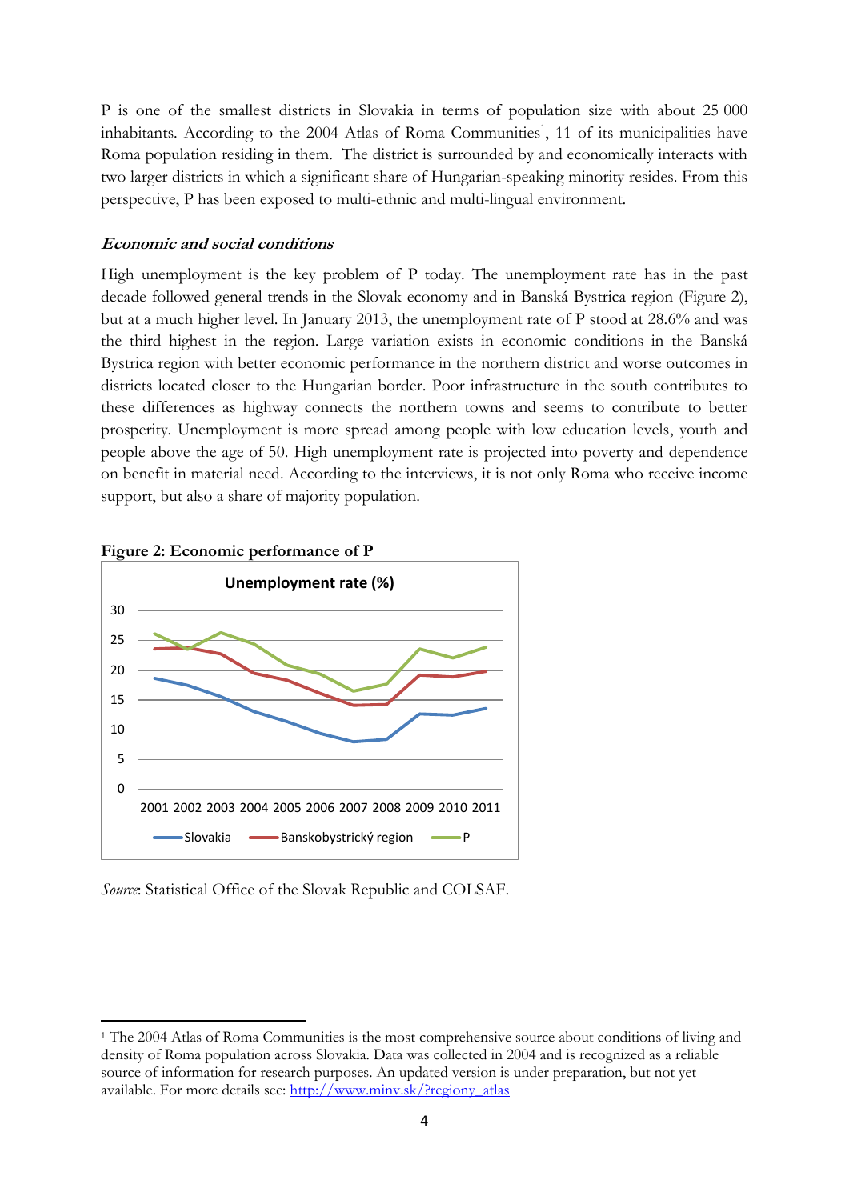P is one of the smallest districts in Slovakia in terms of population size with about 25 000 inhabitants. According to the 2004 Atlas of Roma Communities[1], 11 of its municipalities have Roma population residing in them. The district is surrounded by and economically interacts with two larger districts in which a significant share of Hungarian-speaking minority resides. From this perspective, P has been exposed to multi-ethnic and multi-lingual environment.

### *Economic and social conditions*

High unemployment is the key problem of P today. The unemployment rate has in the past decade followed general trends in the Slovak economy and in Banská Bystrica region (Figure 2), but at a much higher level. In January 2013, the unemployment rate of P stood at 28.6% and was the third highest in the region. Large variation exists in economic conditions in the Banská Bystrica region with better economic performance in the northern district and worse outcomes in districts located closer to the Hungarian border. Poor infrastructure in the south contributes to these differences as highway connects the northern towns and seems to contribute to better prosperity. Unemployment is more spread among people with low education levels, youth and people above the age of 50. High unemployment rate is projected into poverty and dependence on benefit in material need. According to the interviews, it is not only Roma who receive income support, but also a share of majority population.

**Figure 2: Economic performance of P**

*Source*: Statistical Office of the Slovak Republic and COLSAF.

---

[1] The 2004 Atlas of Roma Communities is the most comprehensive source about conditions of living and density of Roma population across Slovakia. Data was collected in 2004 and is recognized as a reliable source of information for research purposes. An updated version is under preparation, but not yet available. For more details see: http://www.minv.sk/?regiony_atlas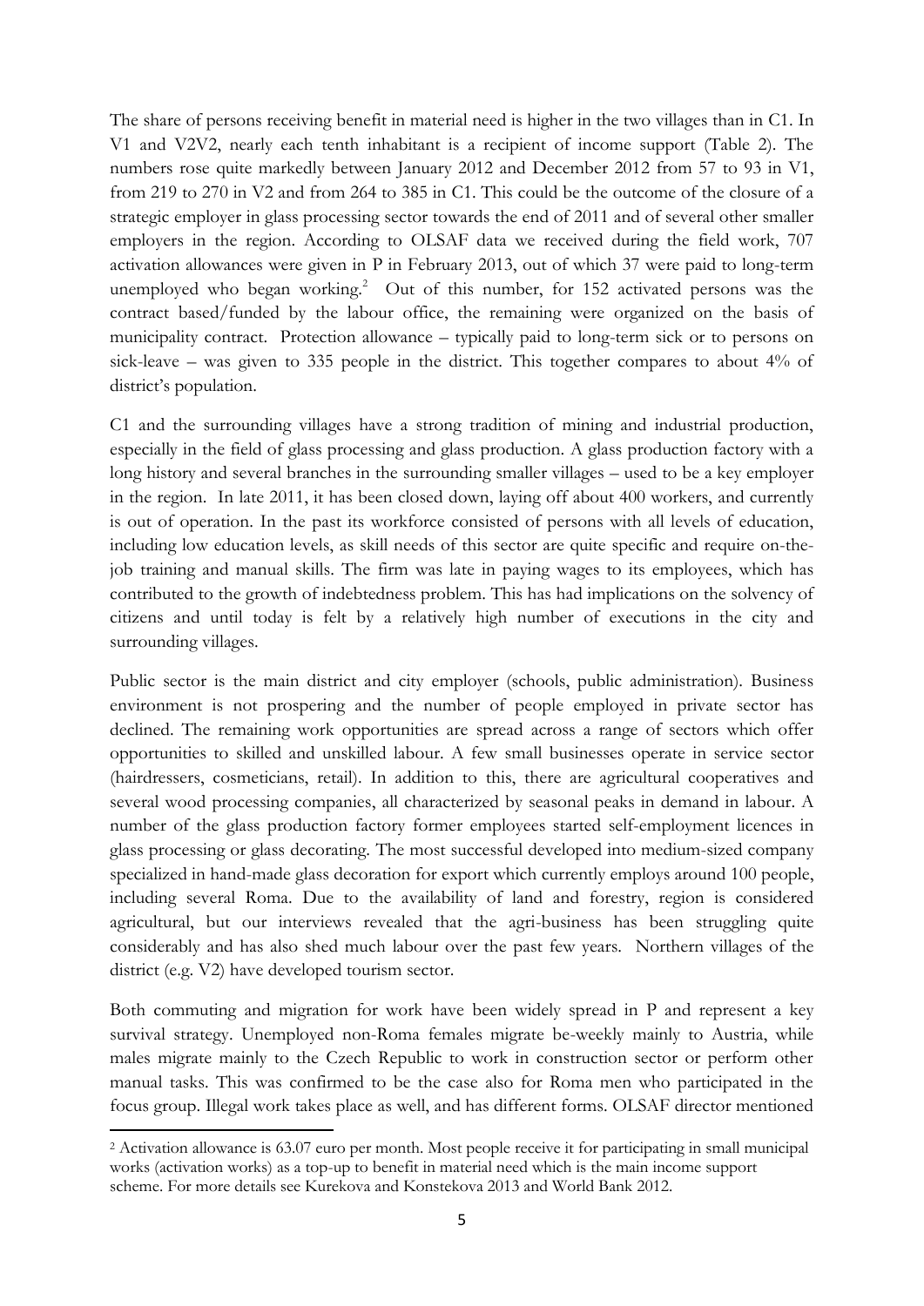The share of persons receiving benefit in material need is higher in the two villages than in C1. In V1 and V2V2, nearly each tenth inhabitant is a recipient of income support (Table 2). The numbers rose quite markedly between January 2012 and December 2012 from 57 to 93 in V1, from 219 to 270 in V2 and from 264 to 385 in C1. This could be the outcome of the closure of a strategic employer in glass processing sector towards the end of 2011 and of several other smaller employers in the region. According to OLSAF data we received during the field work, 707 activation allowances were given in P in February 2013, out of which 37 were paid to long-term unemployed who began working.[2] Out of this number, for 152 activated persons was the contract based/funded by the labour office, the remaining were organized on the basis of municipality contract. Protection allowance – typically paid to long-term sick or to persons on sick-leave – was given to 335 people in the district. This together compares to about 4% of district's population.

C1 and the surrounding villages have a strong tradition of mining and industrial production, especially in the field of glass processing and glass production. A glass production factory with a long history and several branches in the surrounding smaller villages – used to be a key employer in the region. In late 2011, it has been closed down, laying off about 400 workers, and currently is out of operation. In the past its workforce consisted of persons with all levels of education, including low education levels, as skill needs of this sector are quite specific and require on-the-job training and manual skills. The firm was late in paying wages to its employees, which has contributed to the growth of indebtedness problem. This has had implications on the solvency of citizens and until today is felt by a relatively high number of executions in the city and surrounding villages.

Public sector is the main district and city employer (schools, public administration). Business environment is not prospering and the number of people employed in private sector has declined. The remaining work opportunities are spread across a range of sectors which offer opportunities to skilled and unskilled labour. A few small businesses operate in service sector (hairdressers, cosmeticians, retail). In addition to this, there are agricultural cooperatives and several wood processing companies, all characterized by seasonal peaks in demand in labour. A number of the glass production factory former employees started self-employment licences in glass processing or glass decorating. The most successful developed into medium-sized company specialized in hand-made glass decoration for export which currently employs around 100 people, including several Roma. Due to the availability of land and forestry, region is considered agricultural, but our interviews revealed that the agri-business has been struggling quite considerably and has also shed much labour over the past few years. Northern villages of the district (e.g. V2) have developed tourism sector.

Both commuting and migration for work have been widely spread in P and represent a key survival strategy. Unemployed non-Roma females migrate be-weekly mainly to Austria, while males migrate mainly to the Czech Republic to work in construction sector or perform other manual tasks. This was confirmed to be the case also for Roma men who participated in the focus group. Illegal work takes place as well, and has different forms. OLSAF director mentioned

---

[2] Activation allowance is 63.07 euro per month. Most people receive it for participating in small municipal works (activation works) as a top-up to benefit in material need which is the main income support scheme. For more details see Kurekova and Konstekova 2013 and World Bank 2012.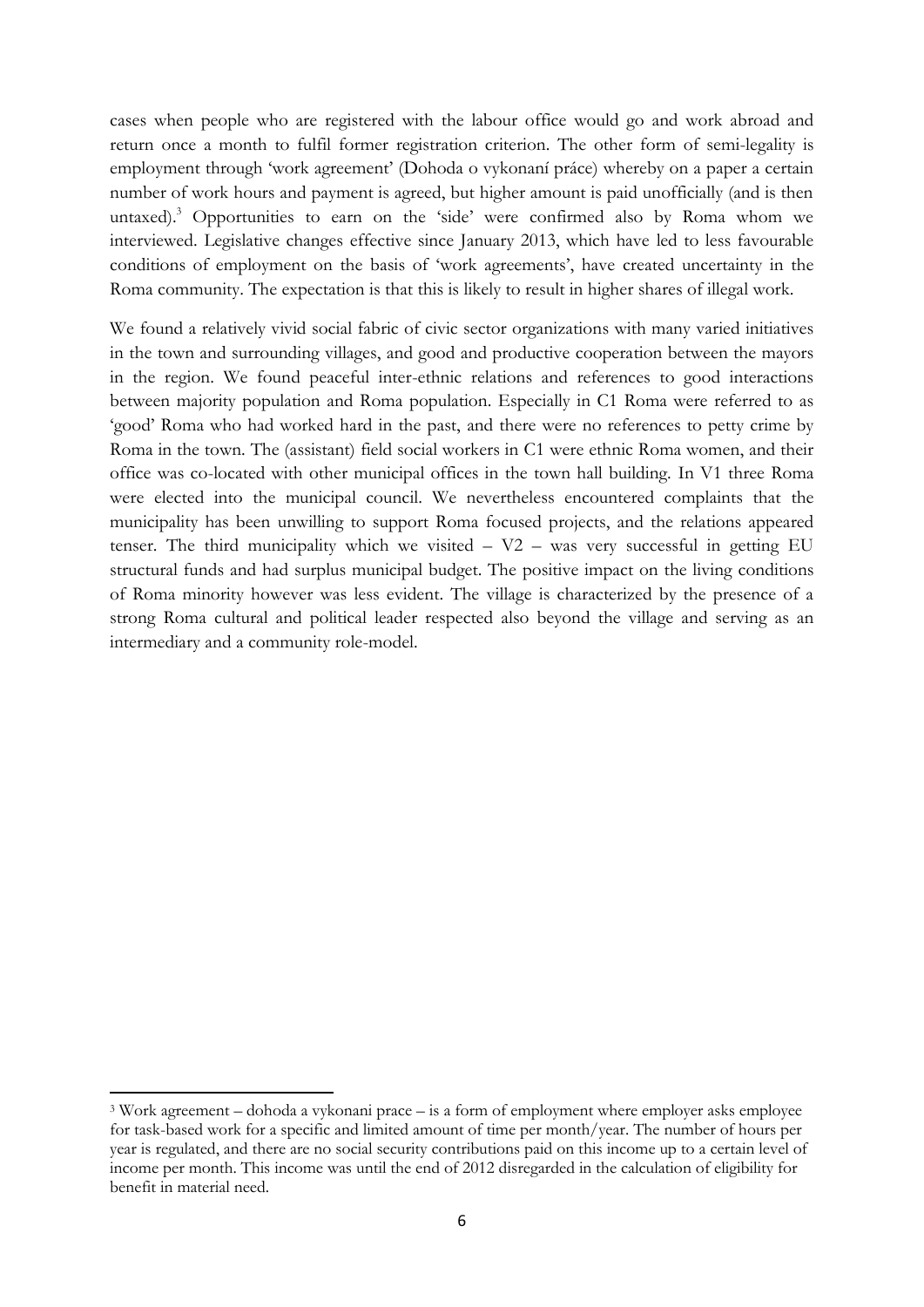cases when people who are registered with the labour office would go and work abroad and return once a month to fulfil former registration criterion. The other form of semi-legality is employment through 'work agreement' (Dohoda o vykonaní práce) whereby on a paper a certain number of work hours and payment is agreed, but higher amount is paid unofficially (and is then untaxed).[3] Opportunities to earn on the 'side' were confirmed also by Roma whom we interviewed. Legislative changes effective since January 2013, which have led to less favourable conditions of employment on the basis of 'work agreements', have created uncertainty in the Roma community. The expectation is that this is likely to result in higher shares of illegal work.

We found a relatively vivid social fabric of civic sector organizations with many varied initiatives in the town and surrounding villages, and good and productive cooperation between the mayors in the region. We found peaceful inter-ethnic relations and references to good interactions between majority population and Roma population. Especially in C1 Roma were referred to as 'good' Roma who had worked hard in the past, and there were no references to petty crime by Roma in the town. The (assistant) field social workers in C1 were ethnic Roma women, and their office was co-located with other municipal offices in the town hall building. In V1 three Roma were elected into the municipal council. We nevertheless encountered complaints that the municipality has been unwilling to support Roma focused projects, and the relations appeared tenser. The third municipality which we visited – V2 – was very successful in getting EU structural funds and had surplus municipal budget. The positive impact on the living conditions of Roma minority however was less evident. The village is characterized by the presence of a strong Roma cultural and political leader respected also beyond the village and serving as an intermediary and a community role-model.

---

[3] Work agreement – dohoda a vykonani prace – is a form of employment where employer asks employee for task-based work for a specific and limited amount of time per month/year. The number of hours per year is regulated, and there are no social security contributions paid on this income up to a certain level of income per month. This income was until the end of 2012 disregarded in the calculation of eligibility for benefit in material need.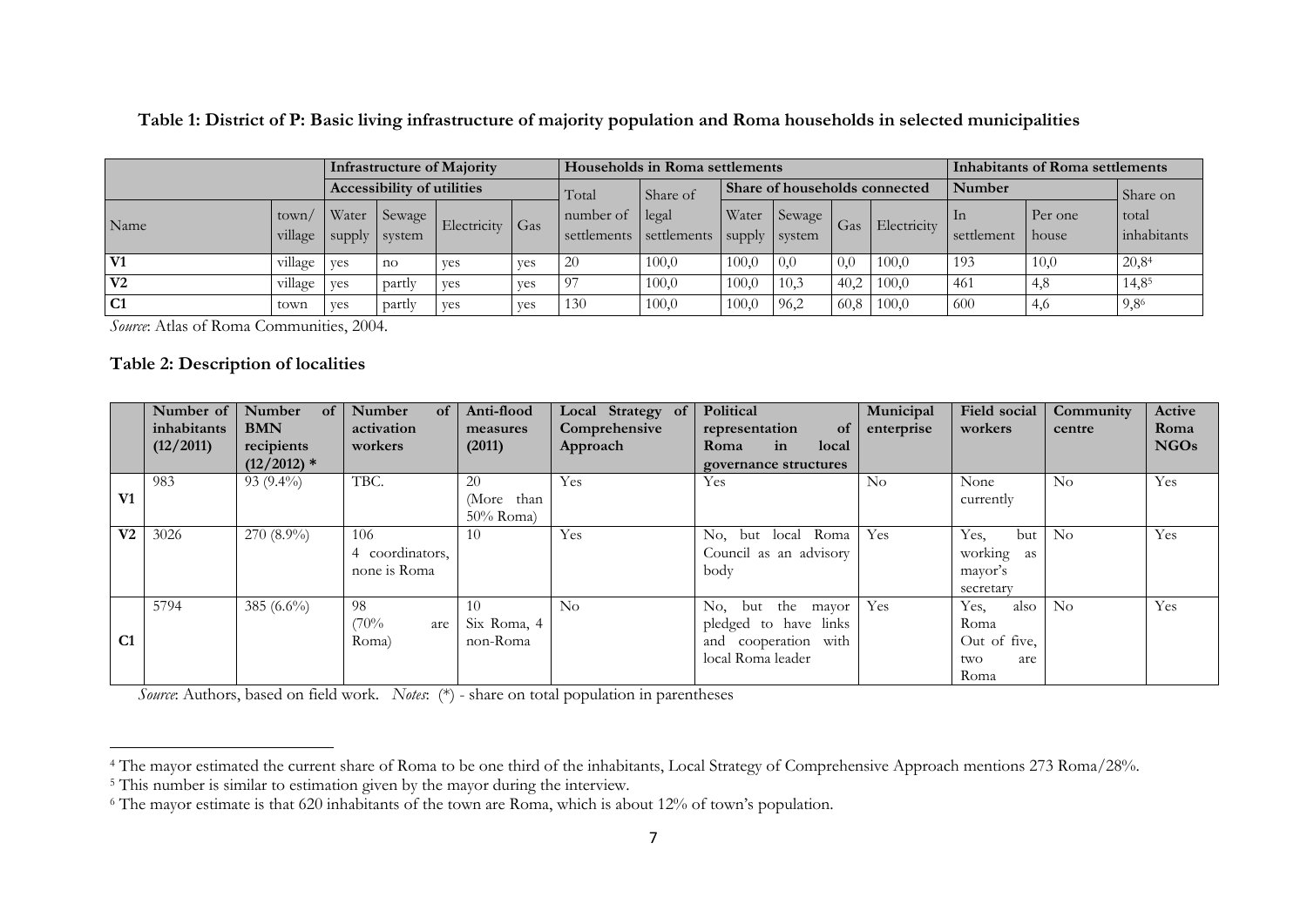**Table 1: District of P: Basic living infrastructure of majority population and Roma households in selected municipalities**

| | | Infrastructure of Majority | | | | Households in Roma settlements | | | | | | Inhabitants of Roma settlements | | |
|---|---|---|---|---|---|---|---|---|---|---|---|---|---|---|
| | | Accessibility of utilities | | | | Total | Share of | Share of households connected | | | | Number | | Share on |
| Name | town/ village | Water supply | Sewage system | Electricity | Gas | number of settlements | legal settlements | Water supply | Sewage system | Gas | Electricity | In settlement | Per one house | total inhabitants |
| **V1** | village | yes | no | yes | yes | 20 | 100,0 | 100,0 | 0,0 | 0,0 | 100,0 | 193 | 10,0 | 20,8[4] |
| **V2** | village | yes | partly | yes | yes | 97 | 100,0 | 100,0 | 10,3 | 40,2 | 100,0 | 461 | 4,8 | 14,8[5] |
| **C1** | town | yes | partly | yes | yes | 130 | 100,0 | 100,0 | 96,2 | 60,8 | 100,0 | 600 | 4,6 | 9,8[6] |

*Source*: Atlas of Roma Communities, 2004.

**Table 2: Description of localities**

| | Number of inhabitants (12/2011) | Number of BMN recipients (12/2012) * | Number of activation workers | Anti-flood measures (2011) | Local Strategy of Comprehensive Approach | Political representation of Roma in local governance structures | Municipal enterprise | Field social workers | Community centre | Active Roma NGOs |
|---|---|---|---|---|---|---|---|---|---|---|
| **V1** | 983 | 93 (9.4%) | TBC. | 20 (More than 50% Roma) | Yes | Yes | No | None currently | No | Yes |
| **V2** | 3026 | 270 (8.9%) | 106 4 coordinators, none is Roma | 10 | Yes | No, but local Roma Council as an advisory body | Yes | Yes, but working as mayor's secretary | No | Yes |
| **C1** | 5794 | 385 (6.6%) | 98 (70% are Roma) | 10 Six Roma, 4 non-Roma | No | No, but the mayor pledged to have links and cooperation with local Roma leader | Yes | Yes, also Roma Out of five, two are Roma | No | Yes |

*Source*: Authors, based on field work. *Notes*: (*) - share on total population in parentheses

[4] The mayor estimated the current share of Roma to be one third of the inhabitants, Local Strategy of Comprehensive Approach mentions 273 Roma/28%.

[5] This number is similar to estimation given by the mayor during the interview.

[6] The mayor estimate is that 620 inhabitants of the town are Roma, which is about 12% of town's population.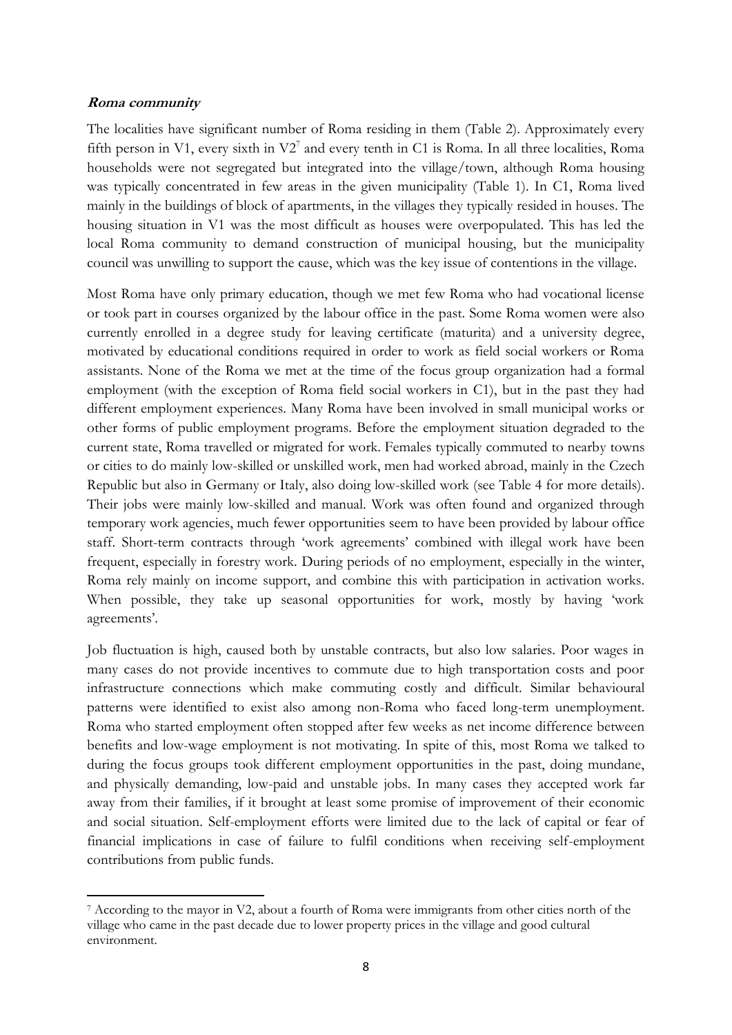***Roma community***

The localities have significant number of Roma residing in them (Table 2). Approximately every fifth person in V1, every sixth in V2[7] and every tenth in C1 is Roma. In all three localities, Roma households were not segregated but integrated into the village/town, although Roma housing was typically concentrated in few areas in the given municipality (Table 1). In C1, Roma lived mainly in the buildings of block of apartments, in the villages they typically resided in houses. The housing situation in V1 was the most difficult as houses were overpopulated. This has led the local Roma community to demand construction of municipal housing, but the municipality council was unwilling to support the cause, which was the key issue of contentions in the village.

Most Roma have only primary education, though we met few Roma who had vocational license or took part in courses organized by the labour office in the past. Some Roma women were also currently enrolled in a degree study for leaving certificate (maturita) and a university degree, motivated by educational conditions required in order to work as field social workers or Roma assistants. None of the Roma we met at the time of the focus group organization had a formal employment (with the exception of Roma field social workers in C1), but in the past they had different employment experiences. Many Roma have been involved in small municipal works or other forms of public employment programs. Before the employment situation degraded to the current state, Roma travelled or migrated for work. Females typically commuted to nearby towns or cities to do mainly low-skilled or unskilled work, men had worked abroad, mainly in the Czech Republic but also in Germany or Italy, also doing low-skilled work (see Table 4 for more details). Their jobs were mainly low-skilled and manual. Work was often found and organized through temporary work agencies, much fewer opportunities seem to have been provided by labour office staff. Short-term contracts through 'work agreements' combined with illegal work have been frequent, especially in forestry work. During periods of no employment, especially in the winter, Roma rely mainly on income support, and combine this with participation in activation works. When possible, they take up seasonal opportunities for work, mostly by having 'work agreements'.

Job fluctuation is high, caused both by unstable contracts, but also low salaries. Poor wages in many cases do not provide incentives to commute due to high transportation costs and poor infrastructure connections which make commuting costly and difficult. Similar behavioural patterns were identified to exist also among non-Roma who faced long-term unemployment. Roma who started employment often stopped after few weeks as net income difference between benefits and low-wage employment is not motivating. In spite of this, most Roma we talked to during the focus groups took different employment opportunities in the past, doing mundane, and physically demanding, low-paid and unstable jobs. In many cases they accepted work far away from their families, if it brought at least some promise of improvement of their economic and social situation. Self-employment efforts were limited due to the lack of capital or fear of financial implications in case of failure to fulfil conditions when receiving self-employment contributions from public funds.

---

[7] According to the mayor in V2, about a fourth of Roma were immigrants from other cities north of the village who came in the past decade due to lower property prices in the village and good cultural environment.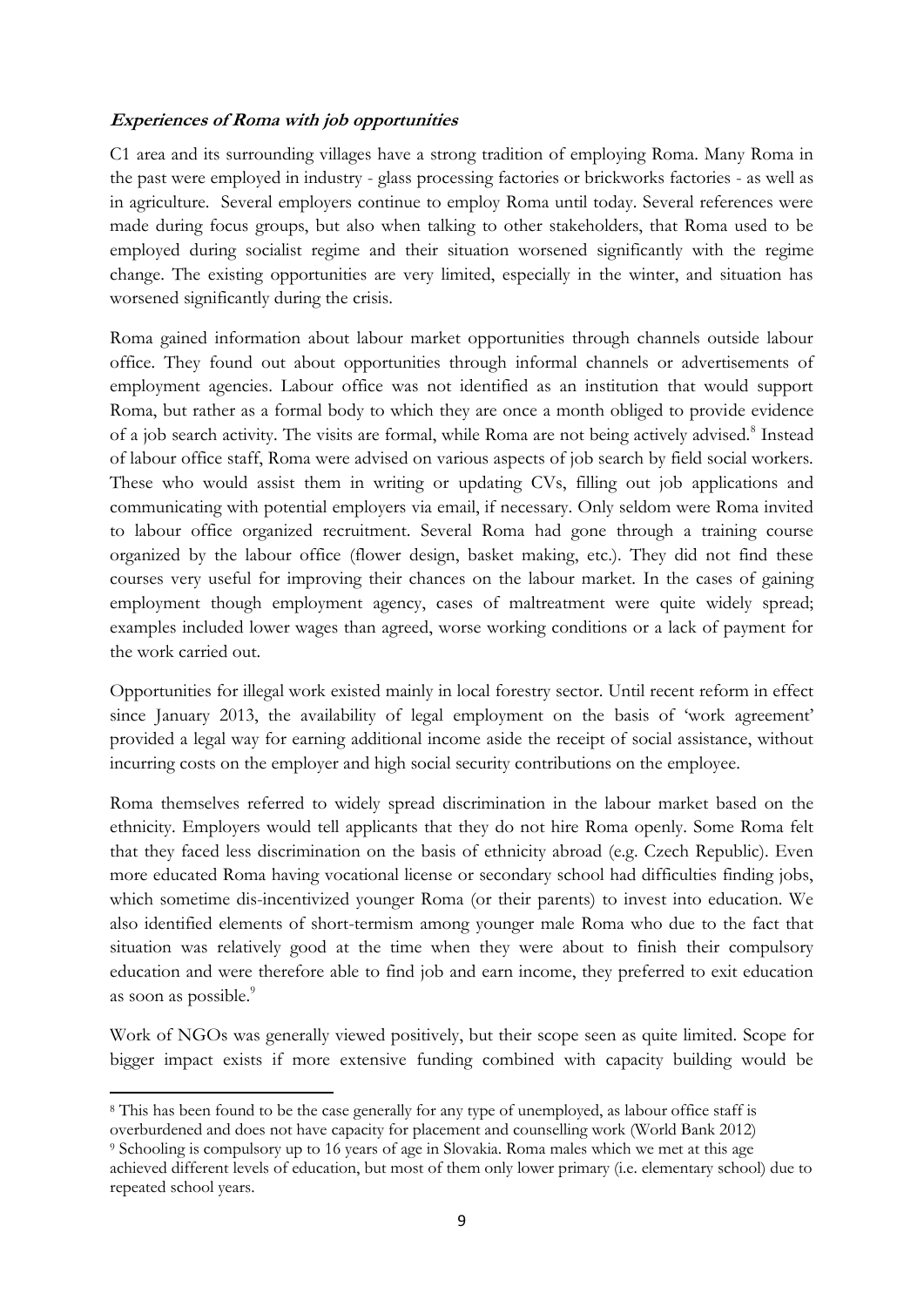***Experiences of Roma with job opportunities***

C1 area and its surrounding villages have a strong tradition of employing Roma. Many Roma in the past were employed in industry - glass processing factories or brickworks factories - as well as in agriculture. Several employers continue to employ Roma until today. Several references were made during focus groups, but also when talking to other stakeholders, that Roma used to be employed during socialist regime and their situation worsened significantly with the regime change. The existing opportunities are very limited, especially in the winter, and situation has worsened significantly during the crisis.

Roma gained information about labour market opportunities through channels outside labour office. They found out about opportunities through informal channels or advertisements of employment agencies. Labour office was not identified as an institution that would support Roma, but rather as a formal body to which they are once a month obliged to provide evidence of a job search activity. The visits are formal, while Roma are not being actively advised.[8] Instead of labour office staff, Roma were advised on various aspects of job search by field social workers. These who would assist them in writing or updating CVs, filling out job applications and communicating with potential employers via email, if necessary. Only seldom were Roma invited to labour office organized recruitment. Several Roma had gone through a training course organized by the labour office (flower design, basket making, etc.). They did not find these courses very useful for improving their chances on the labour market. In the cases of gaining employment though employment agency, cases of maltreatment were quite widely spread; examples included lower wages than agreed, worse working conditions or a lack of payment for the work carried out.

Opportunities for illegal work existed mainly in local forestry sector. Until recent reform in effect since January 2013, the availability of legal employment on the basis of 'work agreement' provided a legal way for earning additional income aside the receipt of social assistance, without incurring costs on the employer and high social security contributions on the employee.

Roma themselves referred to widely spread discrimination in the labour market based on the ethnicity. Employers would tell applicants that they do not hire Roma openly. Some Roma felt that they faced less discrimination on the basis of ethnicity abroad (e.g. Czech Republic). Even more educated Roma having vocational license or secondary school had difficulties finding jobs, which sometime dis-incentivized younger Roma (or their parents) to invest into education. We also identified elements of short-termism among younger male Roma who due to the fact that situation was relatively good at the time when they were about to finish their compulsory education and were therefore able to find job and earn income, they preferred to exit education as soon as possible.[9]

Work of NGOs was generally viewed positively, but their scope seen as quite limited. Scope for bigger impact exists if more extensive funding combined with capacity building would be

[8] This has been found to be the case generally for any type of unemployed, as labour office staff is overburdened and does not have capacity for placement and counselling work (World Bank 2012)

[9] Schooling is compulsory up to 16 years of age in Slovakia. Roma males which we met at this age achieved different levels of education, but most of them only lower primary (i.e. elementary school) due to repeated school years.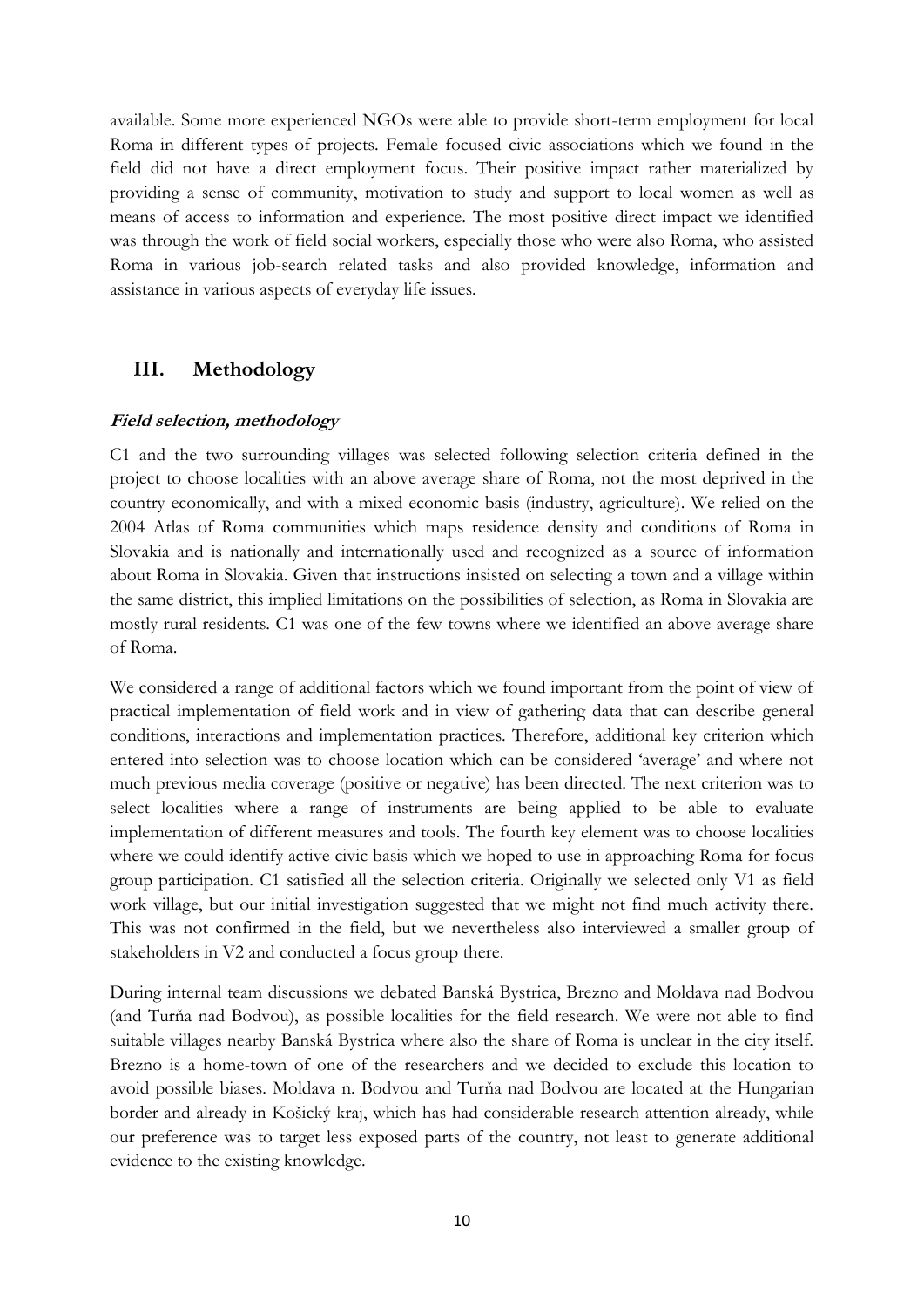available. Some more experienced NGOs were able to provide short-term employment for local Roma in different types of projects. Female focused civic associations which we found in the field did not have a direct employment focus. Their positive impact rather materialized by providing a sense of community, motivation to study and support to local women as well as means of access to information and experience. The most positive direct impact we identified was through the work of field social workers, especially those who were also Roma, who assisted Roma in various job-search related tasks and also provided knowledge, information and assistance in various aspects of everyday life issues.

## III. Methodology

### *Field selection, methodology*

C1 and the two surrounding villages was selected following selection criteria defined in the project to choose localities with an above average share of Roma, not the most deprived in the country economically, and with a mixed economic basis (industry, agriculture). We relied on the 2004 Atlas of Roma communities which maps residence density and conditions of Roma in Slovakia and is nationally and internationally used and recognized as a source of information about Roma in Slovakia. Given that instructions insisted on selecting a town and a village within the same district, this implied limitations on the possibilities of selection, as Roma in Slovakia are mostly rural residents. C1 was one of the few towns where we identified an above average share of Roma.

We considered a range of additional factors which we found important from the point of view of practical implementation of field work and in view of gathering data that can describe general conditions, interactions and implementation practices. Therefore, additional key criterion which entered into selection was to choose location which can be considered 'average' and where not much previous media coverage (positive or negative) has been directed. The next criterion was to select localities where a range of instruments are being applied to be able to evaluate implementation of different measures and tools. The fourth key element was to choose localities where we could identify active civic basis which we hoped to use in approaching Roma for focus group participation. C1 satisfied all the selection criteria. Originally we selected only V1 as field work village, but our initial investigation suggested that we might not find much activity there. This was not confirmed in the field, but we nevertheless also interviewed a smaller group of stakeholders in V2 and conducted a focus group there.

During internal team discussions we debated Banská Bystrica, Brezno and Moldava nad Bodvou (and Turňa nad Bodvou), as possible localities for the field research. We were not able to find suitable villages nearby Banská Bystrica where also the share of Roma is unclear in the city itself. Brezno is a home-town of one of the researchers and we decided to exclude this location to avoid possible biases. Moldava n. Bodvou and Turňa nad Bodvou are located at the Hungarian border and already in Košický kraj, which has had considerable research attention already, while our preference was to target less exposed parts of the country, not least to generate additional evidence to the existing knowledge.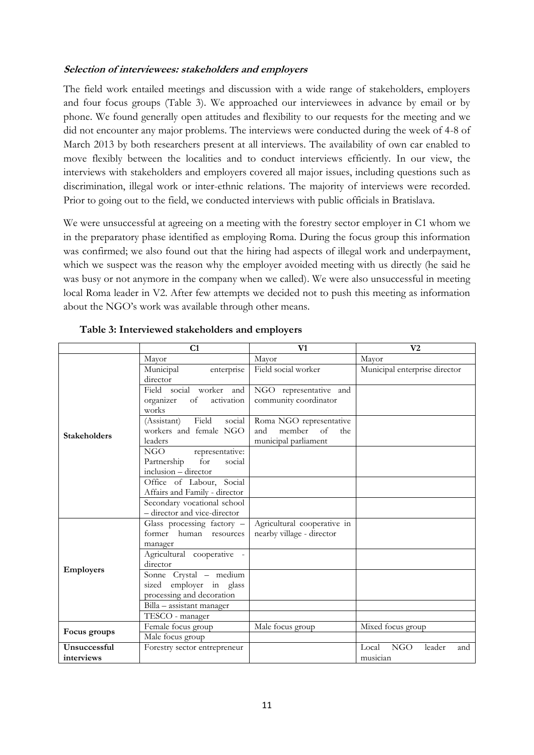***Selection of interviewees: stakeholders and employers***

The field work entailed meetings and discussion with a wide range of stakeholders, employers and four focus groups (Table 3). We approached our interviewees in advance by email or by phone. We found generally open attitudes and flexibility to our requests for the meeting and we did not encounter any major problems. The interviews were conducted during the week of 4-8 of March 2013 by both researchers present at all interviews. The availability of own car enabled to move flexibly between the localities and to conduct interviews efficiently. In our view, the interviews with stakeholders and employers covered all major issues, including questions such as discrimination, illegal work or inter-ethnic relations. The majority of interviews were recorded. Prior to going out to the field, we conducted interviews with public officials in Bratislava.

We were unsuccessful at agreeing on a meeting with the forestry sector employer in C1 whom we in the preparatory phase identified as employing Roma. During the focus group this information was confirmed; we also found out that the hiring had aspects of illegal work and underpayment, which we suspect was the reason why the employer avoided meeting with us directly (he said he was busy or not anymore in the company when we called). We were also unsuccessful in meeting local Roma leader in V2. After few attempts we decided not to push this meeting as information about the NGO's work was available through other means.

**Table 3: Interviewed stakeholders and employers**

| | C1 | V1 | V2 |
|---|---|---|---|
| **Stakeholders** | Mayor | Mayor | Mayor |
| | Municipal enterprise director | Field social worker | Municipal enterprise director |
| | Field social worker and organizer of activation works | NGO representative and community coordinator | |
| | (Assistant) Field social workers and female NGO leaders | Roma NGO representative and member of the municipal parliament | |
| | NGO representative: Partnership for social inclusion – director | | |
| | Office of Labour, Social Affairs and Family - director | | |
| | Secondary vocational school – director and vice-director | | |
| **Employers** | Glass processing factory – former human resources manager | Agricultural cooperative in nearby village - director | |
| | Agricultural cooperative - director | | |
| | Sonne Crystal – medium sized employer in glass processing and decoration | | |
| | Billa – assistant manager | | |
| | TESCO - manager | | |
| **Focus groups** | Female focus group | Male focus group | Mixed focus group |
| | Male focus group | | |
| **Unsuccessful interviews** | Forestry sector entrepreneur | | Local NGO leader and musician |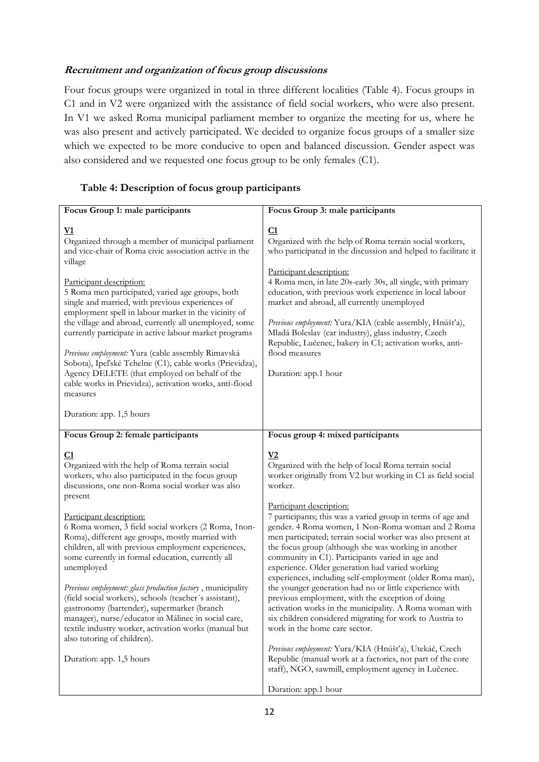***Recruitment and organization of focus group discussions***

Four focus groups were organized in total in three different localities (Table 4). Focus groups in C1 and in V2 were organized with the assistance of field social workers, who were also present. In V1 we asked Roma municipal parliament member to organize the meeting for us, where he was also present and actively participated. We decided to organize focus groups of a smaller size which we expected to be more conducive to open and balanced discussion. Gender aspect was also considered and we requested one focus group to be only females (C1).

**Table 4: Description of focus group participants**

| **Focus Group 1: male participants** | **Focus Group 3: male participants** |
|---|---|
| **V1**<br>Organized through a member of municipal parliament and vice-chair of Roma civic association active in the village<br><br>Participant description:<br>5 Roma men participated, varied age groups, both single and married, with previous experiences of employment spell in labour market in the vicinity of the village and abroad, currently all unemployed, some currently participate in active labour market programs<br><br>*Previous employment:* Yura (cable assembly Rimavská Sobota), Ipeľské Tehelne (C1), cable works (Prievidza), Agency DELETE (that employed on behalf of the cable works in Prievidza), activation works, anti-flood measures<br><br>Duration: app. 1,5 hours | **C1**<br>Organized with the help of Roma terrain social workers, who participated in the discussion and helped to facilitate it<br><br>Participant description:<br>4 Roma men, in late 20s-early 30s, all single, with primary education, with previous work experience in local labour market and abroad, all currently unemployed<br><br>*Previous employment:* Yura/KIA (cable assembly, Hnúšťa), Mladá Boleslav (car industry), glass industry, Czech Republic, Lučenec, bakery in C1; activation works, anti-flood measures<br><br>Duration: app.1 hour |
| **Focus Group 2: female participants** | **Focus group 4: mixed participants** |
| **C1**<br>Organized with the help of Roma terrain social workers, who also participated in the focus group discussions, one non-Roma social worker was also present<br><br>Participant description:<br>6 Roma women, 3 field social workers (2 Roma, 1non-Roma), different age groups, mostly married with children, all with previous employment experiences, some currently in formal education, currently all unemployed<br><br>*Previous employment: glass production factory* , municipality (field social workers), schools (teacher´s assistant), gastronomy (bartender), supermarket (branch manager), nurse/educator in Málinec in social care, textile industry worker, activation works (manual but also tutoring of children).<br><br>Duration: app. 1,5 hours | **V2**<br>Organized with the help of local Roma terrain social worker originally from V2 but working in C1 as field social worker.<br><br>Participant description:<br>7 participants; this was a varied group in terms of age and gender. 4 Roma women, 1 Non-Roma woman and 2 Roma men participated; terrain social worker was also present at the focus group (although she was working in another community in C1). Participants varied in age and experience. Older generation had varied working experiences, including self-employment (older Roma man), the younger generation had no or little experience with previous employment, with the exception of doing activation works in the municipality. A Roma woman with six children considered migrating for work to Austria to work in the home care sector.<br><br>*Previous employment:* Yura/KIA (Hnúšťa), Utekáč, Czech Republic (manual work at a factories, not part of the core staff), NGO, sawmill, employment agency in Lučenec.<br><br>Duration: app.1 hour |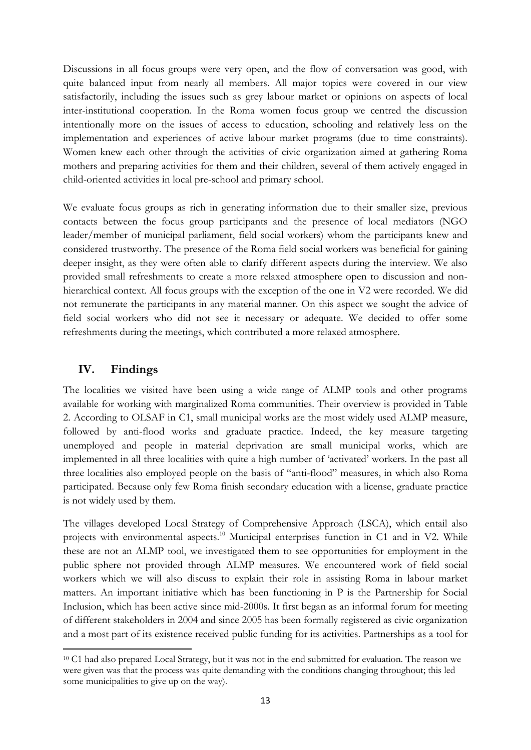Discussions in all focus groups were very open, and the flow of conversation was good, with quite balanced input from nearly all members. All major topics were covered in our view satisfactorily, including the issues such as grey labour market or opinions on aspects of local inter-institutional cooperation. In the Roma women focus group we centred the discussion intentionally more on the issues of access to education, schooling and relatively less on the implementation and experiences of active labour market programs (due to time constraints). Women knew each other through the activities of civic organization aimed at gathering Roma mothers and preparing activities for them and their children, several of them actively engaged in child-oriented activities in local pre-school and primary school.

We evaluate focus groups as rich in generating information due to their smaller size, previous contacts between the focus group participants and the presence of local mediators (NGO leader/member of municipal parliament, field social workers) whom the participants knew and considered trustworthy. The presence of the Roma field social workers was beneficial for gaining deeper insight, as they were often able to clarify different aspects during the interview. We also provided small refreshments to create a more relaxed atmosphere open to discussion and non-hierarchical context. All focus groups with the exception of the one in V2 were recorded. We did not remunerate the participants in any material manner. On this aspect we sought the advice of field social workers who did not see it necessary or adequate. We decided to offer some refreshments during the meetings, which contributed a more relaxed atmosphere.

## IV. Findings

The localities we visited have been using a wide range of ALMP tools and other programs available for working with marginalized Roma communities. Their overview is provided in Table 2. According to OLSAF in C1, small municipal works are the most widely used ALMP measure, followed by anti-flood works and graduate practice. Indeed, the key measure targeting unemployed and people in material deprivation are small municipal works, which are implemented in all three localities with quite a high number of 'activated' workers. In the past all three localities also employed people on the basis of "anti-flood" measures, in which also Roma participated. Because only few Roma finish secondary education with a license, graduate practice is not widely used by them.

The villages developed Local Strategy of Comprehensive Approach (LSCA), which entail also projects with environmental aspects.[10] Municipal enterprises function in C1 and in V2. While these are not an ALMP tool, we investigated them to see opportunities for employment in the public sphere not provided through ALMP measures. We encountered work of field social workers which we will also discuss to explain their role in assisting Roma in labour market matters. An important initiative which has been functioning in P is the Partnership for Social Inclusion, which has been active since mid-2000s. It first began as an informal forum for meeting of different stakeholders in 2004 and since 2005 has been formally registered as civic organization and a most part of its existence received public funding for its activities. Partnerships as a tool for

[10] C1 had also prepared Local Strategy, but it was not in the end submitted for evaluation. The reason we were given was that the process was quite demanding with the conditions changing throughout; this led some municipalities to give up on the way).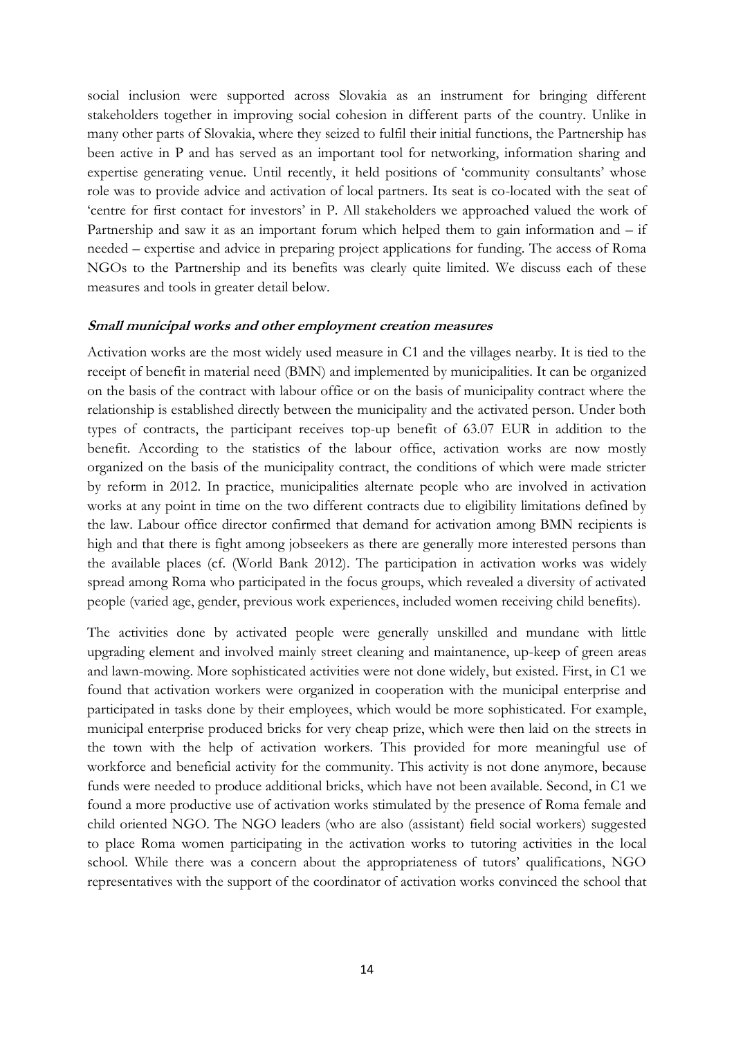social inclusion were supported across Slovakia as an instrument for bringing different stakeholders together in improving social cohesion in different parts of the country. Unlike in many other parts of Slovakia, where they seized to fulfil their initial functions, the Partnership has been active in P and has served as an important tool for networking, information sharing and expertise generating venue. Until recently, it held positions of 'community consultants' whose role was to provide advice and activation of local partners. Its seat is co-located with the seat of 'centre for first contact for investors' in P. All stakeholders we approached valued the work of Partnership and saw it as an important forum which helped them to gain information and – if needed – expertise and advice in preparing project applications for funding. The access of Roma NGOs to the Partnership and its benefits was clearly quite limited. We discuss each of these measures and tools in greater detail below.

#### *Small municipal works and other employment creation measures*

Activation works are the most widely used measure in C1 and the villages nearby. It is tied to the receipt of benefit in material need (BMN) and implemented by municipalities. It can be organized on the basis of the contract with labour office or on the basis of municipality contract where the relationship is established directly between the municipality and the activated person. Under both types of contracts, the participant receives top-up benefit of 63.07 EUR in addition to the benefit. According to the statistics of the labour office, activation works are now mostly organized on the basis of the municipality contract, the conditions of which were made stricter by reform in 2012. In practice, municipalities alternate people who are involved in activation works at any point in time on the two different contracts due to eligibility limitations defined by the law. Labour office director confirmed that demand for activation among BMN recipients is high and that there is fight among jobseekers as there are generally more interested persons than the available places (cf. (World Bank 2012). The participation in activation works was widely spread among Roma who participated in the focus groups, which revealed a diversity of activated people (varied age, gender, previous work experiences, included women receiving child benefits).

The activities done by activated people were generally unskilled and mundane with little upgrading element and involved mainly street cleaning and maintanence, up-keep of green areas and lawn-mowing. More sophisticated activities were not done widely, but existed. First, in C1 we found that activation workers were organized in cooperation with the municipal enterprise and participated in tasks done by their employees, which would be more sophisticated. For example, municipal enterprise produced bricks for very cheap prize, which were then laid on the streets in the town with the help of activation workers. This provided for more meaningful use of workforce and beneficial activity for the community. This activity is not done anymore, because funds were needed to produce additional bricks, which have not been available. Second, in C1 we found a more productive use of activation works stimulated by the presence of Roma female and child oriented NGO. The NGO leaders (who are also (assistant) field social workers) suggested to place Roma women participating in the activation works to tutoring activities in the local school. While there was a concern about the appropriateness of tutors' qualifications, NGO representatives with the support of the coordinator of activation works convinced the school that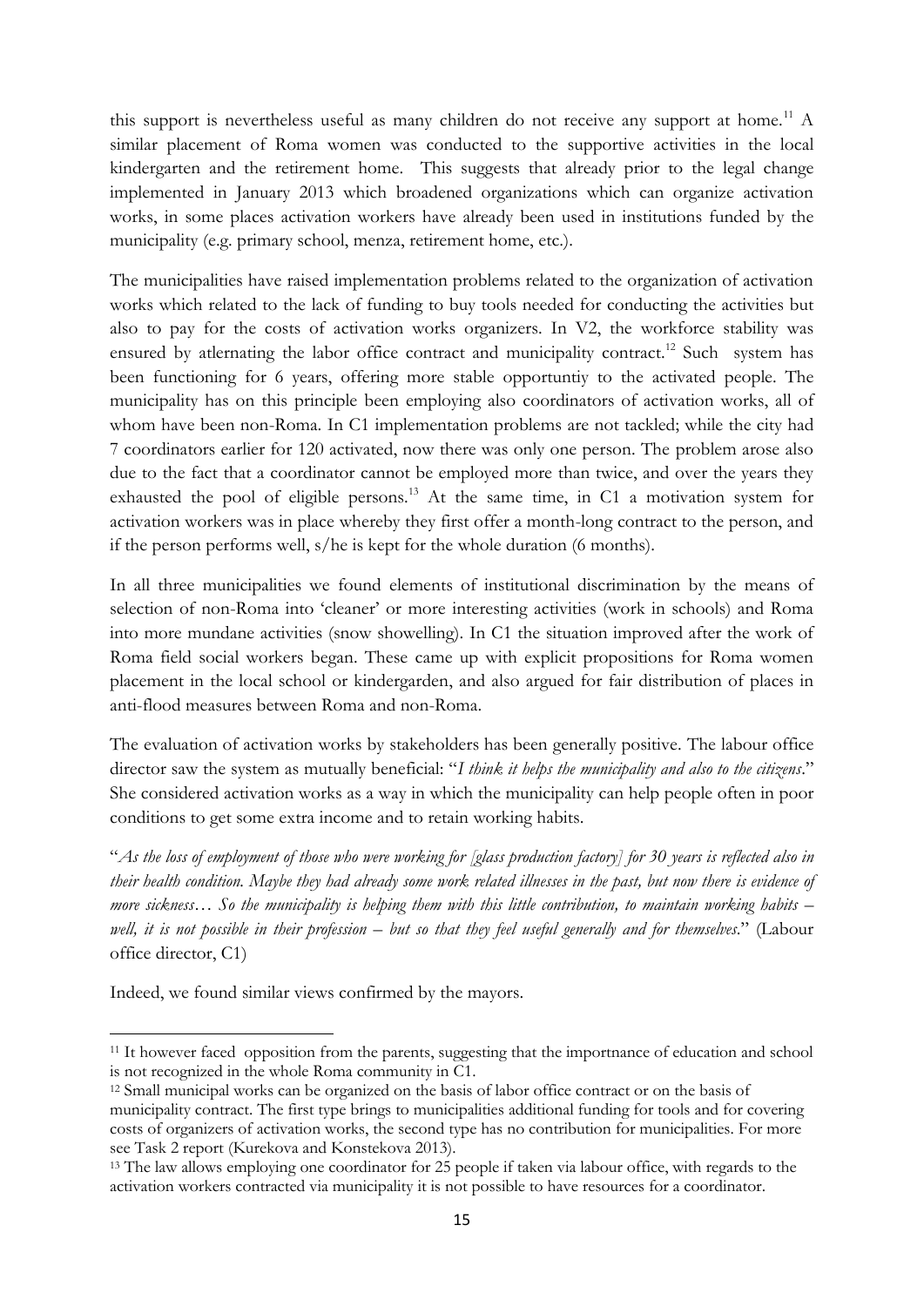this support is nevertheless useful as many children do not receive any support at home.[11] A similar placement of Roma women was conducted to the supportive activities in the local kindergarten and the retirement home. This suggests that already prior to the legal change implemented in January 2013 which broadened organizations which can organize activation works, in some places activation workers have already been used in institutions funded by the municipality (e.g. primary school, menza, retirement home, etc.).

The municipalities have raised implementation problems related to the organization of activation works which related to the lack of funding to buy tools needed for conducting the activities but also to pay for the costs of activation works organizers. In V2, the workforce stability was ensured by atlernating the labor office contract and municipality contract.[12] Such system has been functioning for 6 years, offering more stable opportuntiy to the activated people. The municipality has on this principle been employing also coordinators of activation works, all of whom have been non-Roma. In C1 implementation problems are not tackled; while the city had 7 coordinators earlier for 120 activated, now there was only one person. The problem arose also due to the fact that a coordinator cannot be employed more than twice, and over the years they exhausted the pool of eligible persons.[13] At the same time, in C1 a motivation system for activation workers was in place whereby they first offer a month-long contract to the person, and if the person performs well, s/he is kept for the whole duration (6 months).

In all three municipalities we found elements of institutional discrimination by the means of selection of non-Roma into 'cleaner' or more interesting activities (work in schools) and Roma into more mundane activities (snow showelling). In C1 the situation improved after the work of Roma field social workers began. These came up with explicit propositions for Roma women placement in the local school or kindergarden, and also argued for fair distribution of places in anti-flood measures between Roma and non-Roma.

The evaluation of activation works by stakeholders has been generally positive. The labour office director saw the system as mutually beneficial: "*I think it helps the municipality and also to the citizens*." She considered activation works as a way in which the municipality can help people often in poor conditions to get some extra income and to retain working habits.

"*As the loss of employment of those who were working for [glass production factory] for 30 years is reflected also in their health condition. Maybe they had already some work related illnesses in the past, but now there is evidence of more sickness… So the municipality is helping them with this little contribution, to maintain working habits – well, it is not possible in their profession – but so that they feel useful generally and for themselves*." (Labour office director, C1)

Indeed, we found similar views confirmed by the mayors.

---

[11] It however faced opposition from the parents, suggesting that the importnance of education and school is not recognized in the whole Roma community in C1.

[12] Small municipal works can be organized on the basis of labor office contract or on the basis of municipality contract. The first type brings to municipalities additional funding for tools and for covering costs of organizers of activation works, the second type has no contribution for municipalities. For more see Task 2 report (Kurekova and Konstekova 2013).

[13] The law allows employing one coordinator for 25 people if taken via labour office, with regards to the activation workers contracted via municipality it is not possible to have resources for a coordinator.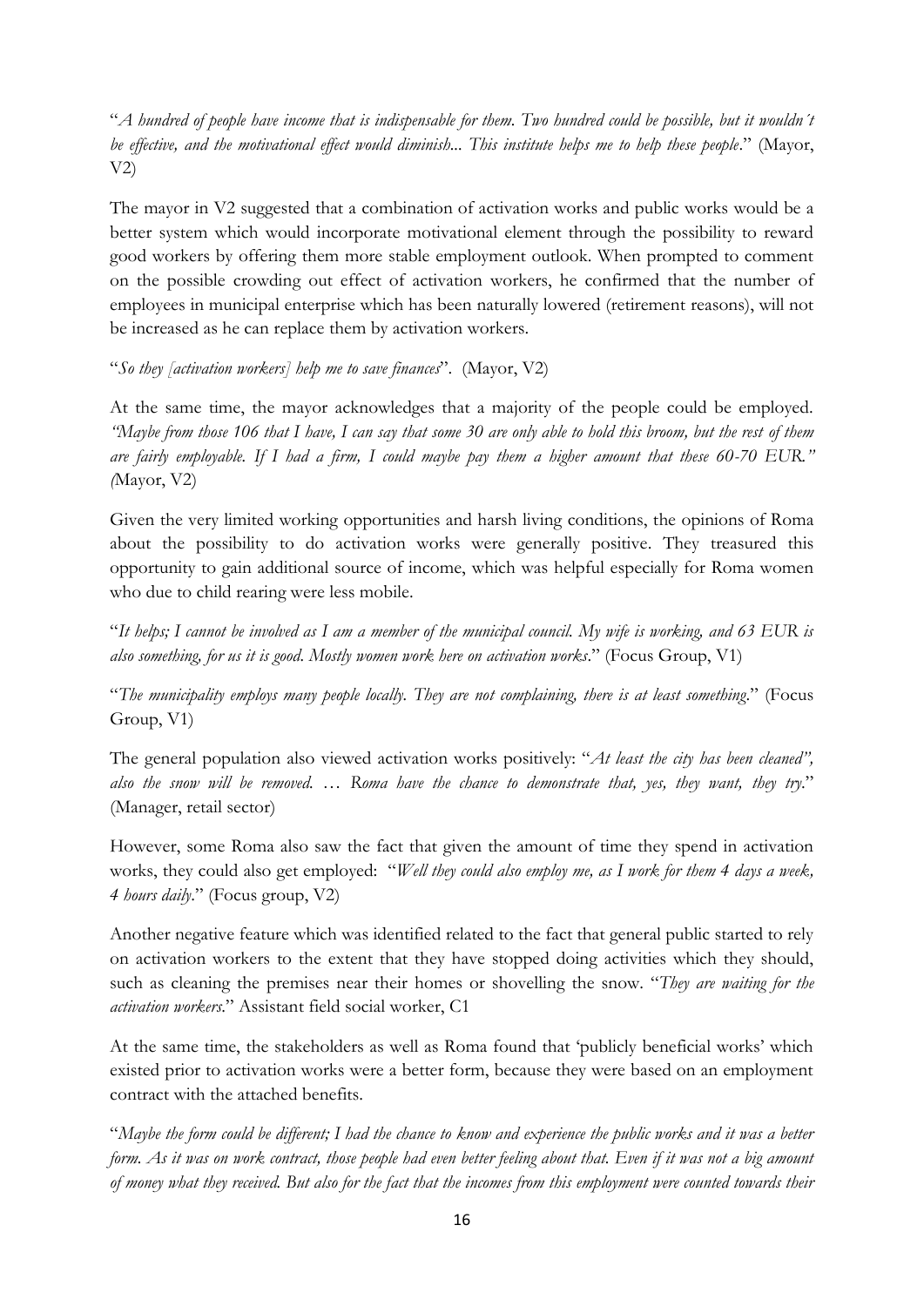"*A hundred of people have income that is indispensable for them. Two hundred could be possible, but it wouldn´t be effective, and the motivational effect would diminish... This institute helps me to help these people*." (Mayor, V2)

The mayor in V2 suggested that a combination of activation works and public works would be a better system which would incorporate motivational element through the possibility to reward good workers by offering them more stable employment outlook. When prompted to comment on the possible crowding out effect of activation workers, he confirmed that the number of employees in municipal enterprise which has been naturally lowered (retirement reasons), will not be increased as he can replace them by activation workers.

"*So they [activation workers] help me to save finances*". (Mayor, V2)

At the same time, the mayor acknowledges that a majority of the people could be employed. *"Maybe from those 106 that I have, I can say that some 30 are only able to hold this broom, but the rest of them are fairly employable. If I had a firm, I could maybe pay them a higher amount that these 60-70 EUR." (*Mayor, V2)

Given the very limited working opportunities and harsh living conditions, the opinions of Roma about the possibility to do activation works were generally positive. They treasured this opportunity to gain additional source of income, which was helpful especially for Roma women who due to child rearing were less mobile.

"*It helps; I cannot be involved as I am a member of the municipal council. My wife is working, and 63 EUR is also something, for us it is good. Mostly women work here on activation works*." (Focus Group, V1)

"*The municipality employs many people locally. They are not complaining, there is at least something*." (Focus Group, V1)

The general population also viewed activation works positively: "*At least the city has been cleaned", also the snow will be removed. … Roma have the chance to demonstrate that, yes, they want, they try*." (Manager, retail sector)

However, some Roma also saw the fact that given the amount of time they spend in activation works, they could also get employed: "*Well they could also employ me, as I work for them 4 days a week, 4 hours daily*." (Focus group, V2)

Another negative feature which was identified related to the fact that general public started to rely on activation workers to the extent that they have stopped doing activities which they should, such as cleaning the premises near their homes or shovelling the snow. "*They are waiting for the activation workers*." Assistant field social worker, C1

At the same time, the stakeholders as well as Roma found that 'publicly beneficial works' which existed prior to activation works were a better form, because they were based on an employment contract with the attached benefits.

"*Maybe the form could be different; I had the chance to know and experience the public works and it was a better form. As it was on work contract, those people had even better feeling about that. Even if it was not a big amount of money what they received. But also for the fact that the incomes from this employment were counted towards their*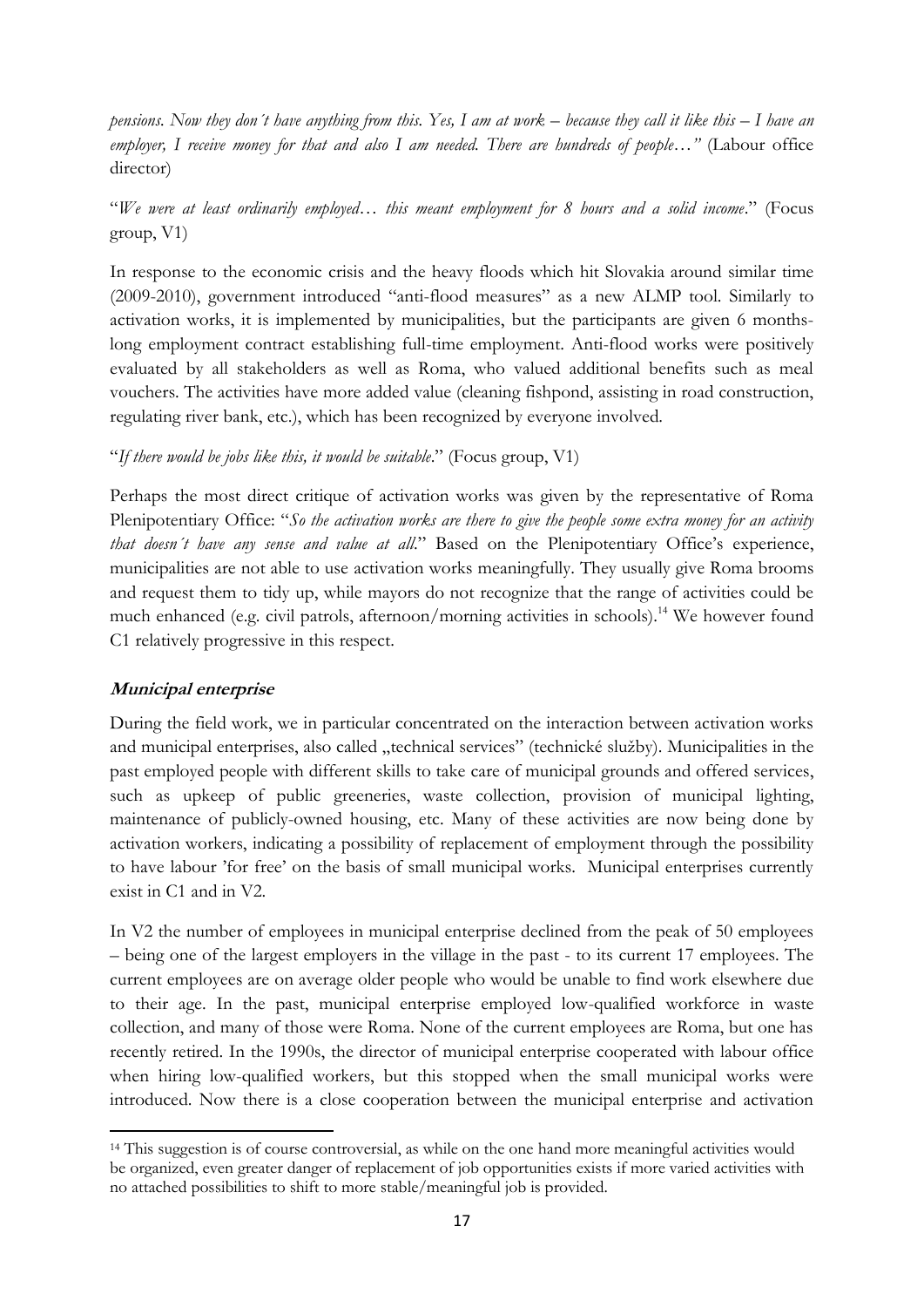*pensions. Now they don´t have anything from this. Yes, I am at work – because they call it like this – I have an employer, I receive money for that and also I am needed. There are hundreds of people…"* (Labour office director)

"*We were at least ordinarily employed… this meant employment for 8 hours and a solid income*." (Focus group, V1)

In response to the economic crisis and the heavy floods which hit Slovakia around similar time (2009-2010), government introduced "anti-flood measures" as a new ALMP tool. Similarly to activation works, it is implemented by municipalities, but the participants are given 6 months-long employment contract establishing full-time employment. Anti-flood works were positively evaluated by all stakeholders as well as Roma, who valued additional benefits such as meal vouchers. The activities have more added value (cleaning fishpond, assisting in road construction, regulating river bank, etc.), which has been recognized by everyone involved.

"*If there would be jobs like this, it would be suitable*." (Focus group, V1)

Perhaps the most direct critique of activation works was given by the representative of Roma Plenipotentiary Office: "*So the activation works are there to give the people some extra money for an activity that doesn´t have any sense and value at all*." Based on the Plenipotentiary Office's experience, municipalities are not able to use activation works meaningfully. They usually give Roma brooms and request them to tidy up, while mayors do not recognize that the range of activities could be much enhanced (e.g. civil patrols, afternoon/morning activities in schools).[14] We however found C1 relatively progressive in this respect.

### ***Municipal enterprise***

During the field work, we in particular concentrated on the interaction between activation works and municipal enterprises, also called „technical services" (technické služby). Municipalities in the past employed people with different skills to take care of municipal grounds and offered services, such as upkeep of public greeneries, waste collection, provision of municipal lighting, maintenance of publicly-owned housing, etc. Many of these activities are now being done by activation workers, indicating a possibility of replacement of employment through the possibility to have labour 'for free' on the basis of small municipal works. Municipal enterprises currently exist in C1 and in V2.

In V2 the number of employees in municipal enterprise declined from the peak of 50 employees – being one of the largest employers in the village in the past - to its current 17 employees. The current employees are on average older people who would be unable to find work elsewhere due to their age. In the past, municipal enterprise employed low-qualified workforce in waste collection, and many of those were Roma. None of the current employees are Roma, but one has recently retired. In the 1990s, the director of municipal enterprise cooperated with labour office when hiring low-qualified workers, but this stopped when the small municipal works were introduced. Now there is a close cooperation between the municipal enterprise and activation

---

[14] This suggestion is of course controversial, as while on the one hand more meaningful activities would be organized, even greater danger of replacement of job opportunities exists if more varied activities with no attached possibilities to shift to more stable/meaningful job is provided.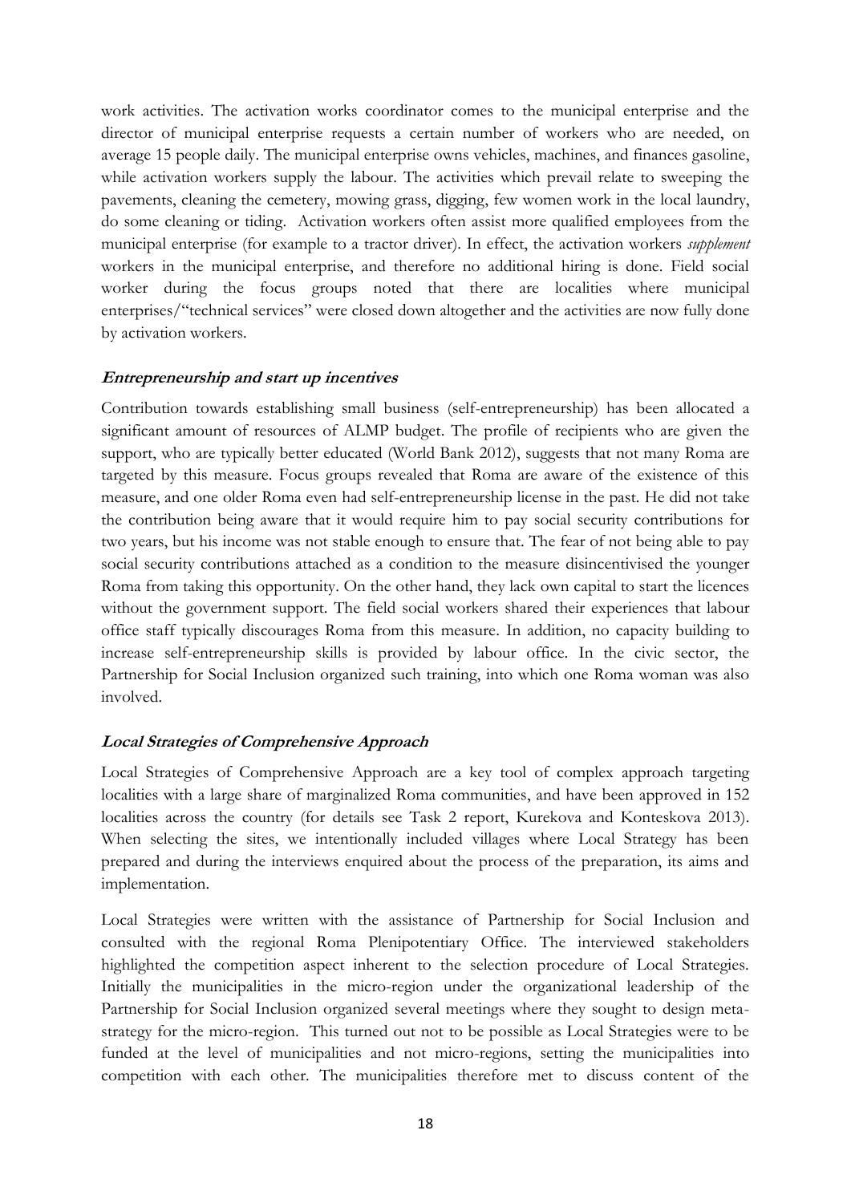work activities. The activation works coordinator comes to the municipal enterprise and the director of municipal enterprise requests a certain number of workers who are needed, on average 15 people daily. The municipal enterprise owns vehicles, machines, and finances gasoline, while activation workers supply the labour. The activities which prevail relate to sweeping the pavements, cleaning the cemetery, mowing grass, digging, few women work in the local laundry, do some cleaning or tiding. Activation workers often assist more qualified employees from the municipal enterprise (for example to a tractor driver). In effect, the activation workers *supplement* workers in the municipal enterprise, and therefore no additional hiring is done. Field social worker during the focus groups noted that there are localities where municipal enterprises/"technical services" were closed down altogether and the activities are now fully done by activation workers.

### *Entrepreneurship and start up incentives*

Contribution towards establishing small business (self-entrepreneurship) has been allocated a significant amount of resources of ALMP budget. The profile of recipients who are given the support, who are typically better educated (World Bank 2012), suggests that not many Roma are targeted by this measure. Focus groups revealed that Roma are aware of the existence of this measure, and one older Roma even had self-entrepreneurship license in the past. He did not take the contribution being aware that it would require him to pay social security contributions for two years, but his income was not stable enough to ensure that. The fear of not being able to pay social security contributions attached as a condition to the measure disincentivised the younger Roma from taking this opportunity. On the other hand, they lack own capital to start the licences without the government support. The field social workers shared their experiences that labour office staff typically discourages Roma from this measure. In addition, no capacity building to increase self-entrepreneurship skills is provided by labour office. In the civic sector, the Partnership for Social Inclusion organized such training, into which one Roma woman was also involved.

### *Local Strategies of Comprehensive Approach*

Local Strategies of Comprehensive Approach are a key tool of complex approach targeting localities with a large share of marginalized Roma communities, and have been approved in 152 localities across the country (for details see Task 2 report, Kurekova and Konteskova 2013). When selecting the sites, we intentionally included villages where Local Strategy has been prepared and during the interviews enquired about the process of the preparation, its aims and implementation.

Local Strategies were written with the assistance of Partnership for Social Inclusion and consulted with the regional Roma Plenipotentiary Office. The interviewed stakeholders highlighted the competition aspect inherent to the selection procedure of Local Strategies. Initially the municipalities in the micro-region under the organizational leadership of the Partnership for Social Inclusion organized several meetings where they sought to design meta-strategy for the micro-region. This turned out not to be possible as Local Strategies were to be funded at the level of municipalities and not micro-regions, setting the municipalities into competition with each other. The municipalities therefore met to discuss content of the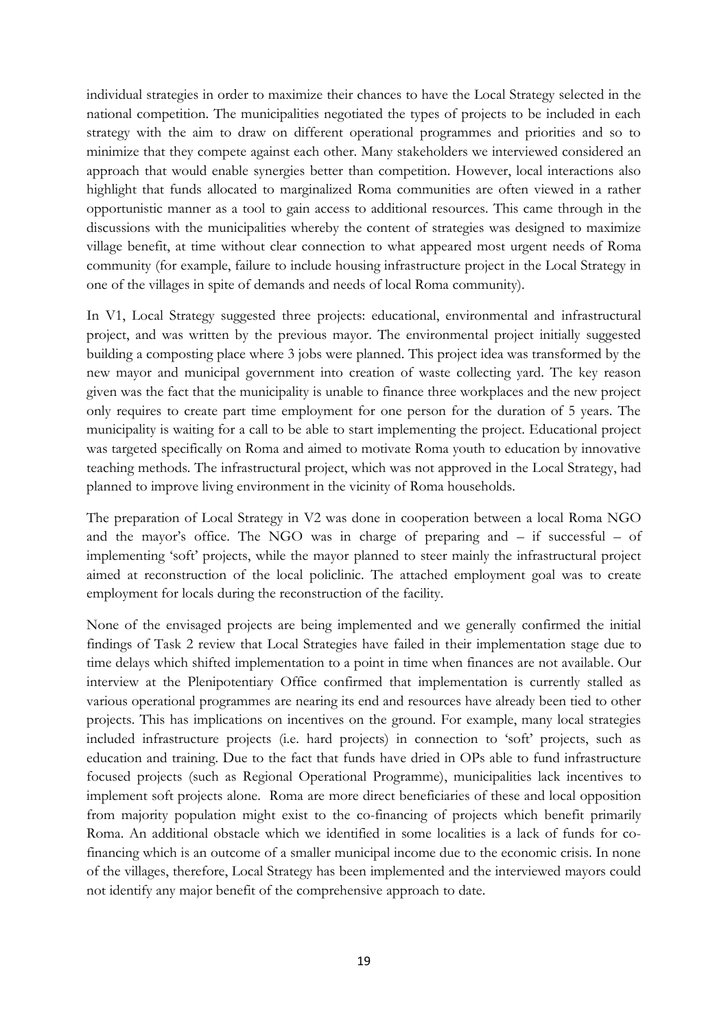individual strategies in order to maximize their chances to have the Local Strategy selected in the national competition. The municipalities negotiated the types of projects to be included in each strategy with the aim to draw on different operational programmes and priorities and so to minimize that they compete against each other. Many stakeholders we interviewed considered an approach that would enable synergies better than competition. However, local interactions also highlight that funds allocated to marginalized Roma communities are often viewed in a rather opportunistic manner as a tool to gain access to additional resources. This came through in the discussions with the municipalities whereby the content of strategies was designed to maximize village benefit, at time without clear connection to what appeared most urgent needs of Roma community (for example, failure to include housing infrastructure project in the Local Strategy in one of the villages in spite of demands and needs of local Roma community).

In V1, Local Strategy suggested three projects: educational, environmental and infrastructural project, and was written by the previous mayor. The environmental project initially suggested building a composting place where 3 jobs were planned. This project idea was transformed by the new mayor and municipal government into creation of waste collecting yard. The key reason given was the fact that the municipality is unable to finance three workplaces and the new project only requires to create part time employment for one person for the duration of 5 years. The municipality is waiting for a call to be able to start implementing the project. Educational project was targeted specifically on Roma and aimed to motivate Roma youth to education by innovative teaching methods. The infrastructural project, which was not approved in the Local Strategy, had planned to improve living environment in the vicinity of Roma households.

The preparation of Local Strategy in V2 was done in cooperation between a local Roma NGO and the mayor's office. The NGO was in charge of preparing and – if successful – of implementing 'soft' projects, while the mayor planned to steer mainly the infrastructural project aimed at reconstruction of the local policlinic. The attached employment goal was to create employment for locals during the reconstruction of the facility.

None of the envisaged projects are being implemented and we generally confirmed the initial findings of Task 2 review that Local Strategies have failed in their implementation stage due to time delays which shifted implementation to a point in time when finances are not available. Our interview at the Plenipotentiary Office confirmed that implementation is currently stalled as various operational programmes are nearing its end and resources have already been tied to other projects. This has implications on incentives on the ground. For example, many local strategies included infrastructure projects (i.e. hard projects) in connection to 'soft' projects, such as education and training. Due to the fact that funds have dried in OPs able to fund infrastructure focused projects (such as Regional Operational Programme), municipalities lack incentives to implement soft projects alone. Roma are more direct beneficiaries of these and local opposition from majority population might exist to the co-financing of projects which benefit primarily Roma. An additional obstacle which we identified in some localities is a lack of funds for co-financing which is an outcome of a smaller municipal income due to the economic crisis. In none of the villages, therefore, Local Strategy has been implemented and the interviewed mayors could not identify any major benefit of the comprehensive approach to date.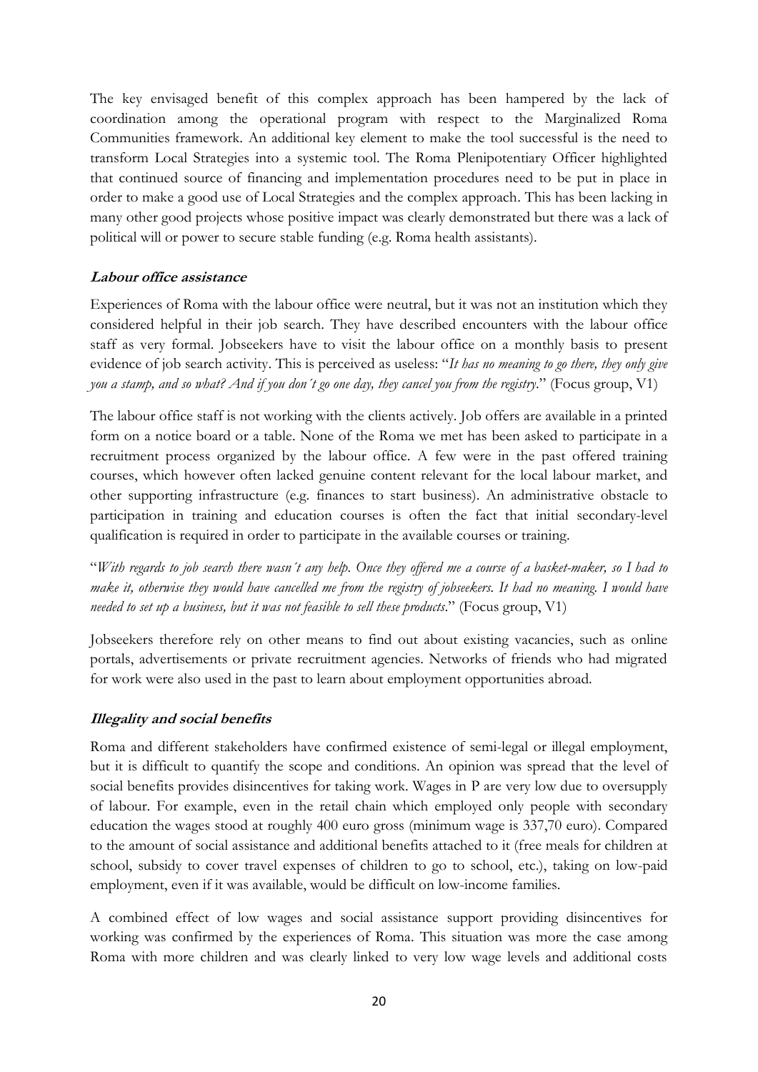The key envisaged benefit of this complex approach has been hampered by the lack of coordination among the operational program with respect to the Marginalized Roma Communities framework. An additional key element to make the tool successful is the need to transform Local Strategies into a systemic tool. The Roma Plenipotentiary Officer highlighted that continued source of financing and implementation procedures need to be put in place in order to make a good use of Local Strategies and the complex approach. This has been lacking in many other good projects whose positive impact was clearly demonstrated but there was a lack of political will or power to secure stable funding (e.g. Roma health assistants).

### **Labour office assistance**

Experiences of Roma with the labour office were neutral, but it was not an institution which they considered helpful in their job search. They have described encounters with the labour office staff as very formal. Jobseekers have to visit the labour office on a monthly basis to present evidence of job search activity. This is perceived as useless: "*It has no meaning to go there, they only give you a stamp, and so what? And if you don´t go one day, they cancel you from the registry*." (Focus group, V1)

The labour office staff is not working with the clients actively. Job offers are available in a printed form on a notice board or a table. None of the Roma we met has been asked to participate in a recruitment process organized by the labour office. A few were in the past offered training courses, which however often lacked genuine content relevant for the local labour market, and other supporting infrastructure (e.g. finances to start business). An administrative obstacle to participation in training and education courses is often the fact that initial secondary-level qualification is required in order to participate in the available courses or training.

"*With regards to job search there wasn´t any help. Once they offered me a course of a basket-maker, so I had to make it, otherwise they would have cancelled me from the registry of jobseekers. It had no meaning. I would have needed to set up a business, but it was not feasible to sell these products*." (Focus group, V1)

Jobseekers therefore rely on other means to find out about existing vacancies, such as online portals, advertisements or private recruitment agencies. Networks of friends who had migrated for work were also used in the past to learn about employment opportunities abroad.

### **Illegality and social benefits**

Roma and different stakeholders have confirmed existence of semi-legal or illegal employment, but it is difficult to quantify the scope and conditions. An opinion was spread that the level of social benefits provides disincentives for taking work. Wages in P are very low due to oversupply of labour. For example, even in the retail chain which employed only people with secondary education the wages stood at roughly 400 euro gross (minimum wage is 337,70 euro). Compared to the amount of social assistance and additional benefits attached to it (free meals for children at school, subsidy to cover travel expenses of children to go to school, etc.), taking on low-paid employment, even if it was available, would be difficult on low-income families.

A combined effect of low wages and social assistance support providing disincentives for working was confirmed by the experiences of Roma. This situation was more the case among Roma with more children and was clearly linked to very low wage levels and additional costs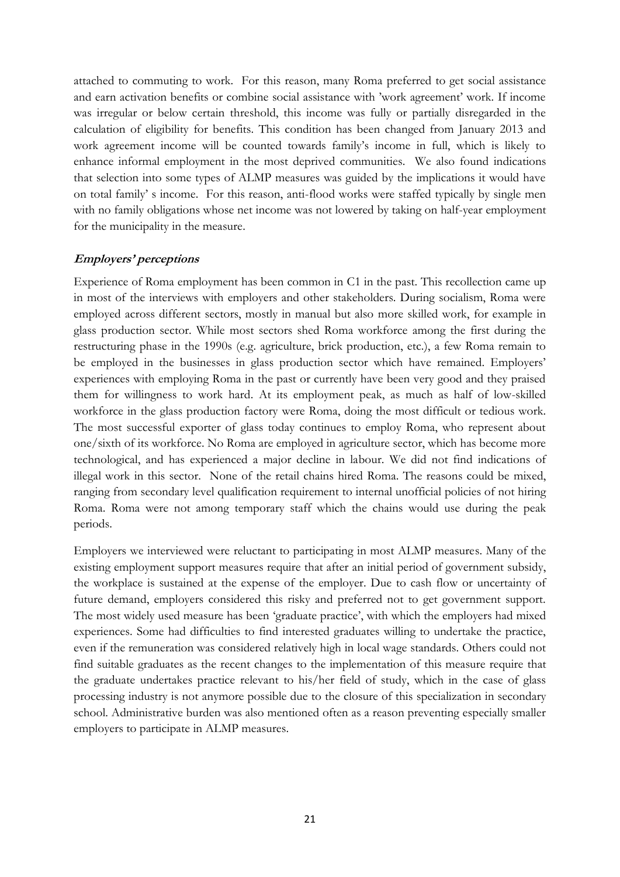attached to commuting to work. For this reason, many Roma preferred to get social assistance and earn activation benefits or combine social assistance with 'work agreement' work. If income was irregular or below certain threshold, this income was fully or partially disregarded in the calculation of eligibility for benefits. This condition has been changed from January 2013 and work agreement income will be counted towards family's income in full, which is likely to enhance informal employment in the most deprived communities. We also found indications that selection into some types of ALMP measures was guided by the implications it would have on total family' s income. For this reason, anti-flood works were staffed typically by single men with no family obligations whose net income was not lowered by taking on half-year employment for the municipality in the measure.

***Employers' perceptions***

Experience of Roma employment has been common in C1 in the past. This recollection came up in most of the interviews with employers and other stakeholders. During socialism, Roma were employed across different sectors, mostly in manual but also more skilled work, for example in glass production sector. While most sectors shed Roma workforce among the first during the restructuring phase in the 1990s (e.g. agriculture, brick production, etc.), a few Roma remain to be employed in the businesses in glass production sector which have remained. Employers' experiences with employing Roma in the past or currently have been very good and they praised them for willingness to work hard. At its employment peak, as much as half of low-skilled workforce in the glass production factory were Roma, doing the most difficult or tedious work. The most successful exporter of glass today continues to employ Roma, who represent about one/sixth of its workforce. No Roma are employed in agriculture sector, which has become more technological, and has experienced a major decline in labour. We did not find indications of illegal work in this sector. None of the retail chains hired Roma. The reasons could be mixed, ranging from secondary level qualification requirement to internal unofficial policies of not hiring Roma. Roma were not among temporary staff which the chains would use during the peak periods.

Employers we interviewed were reluctant to participating in most ALMP measures. Many of the existing employment support measures require that after an initial period of government subsidy, the workplace is sustained at the expense of the employer. Due to cash flow or uncertainty of future demand, employers considered this risky and preferred not to get government support. The most widely used measure has been 'graduate practice', with which the employers had mixed experiences. Some had difficulties to find interested graduates willing to undertake the practice, even if the remuneration was considered relatively high in local wage standards. Others could not find suitable graduates as the recent changes to the implementation of this measure require that the graduate undertakes practice relevant to his/her field of study, which in the case of glass processing industry is not anymore possible due to the closure of this specialization in secondary school. Administrative burden was also mentioned often as a reason preventing especially smaller employers to participate in ALMP measures.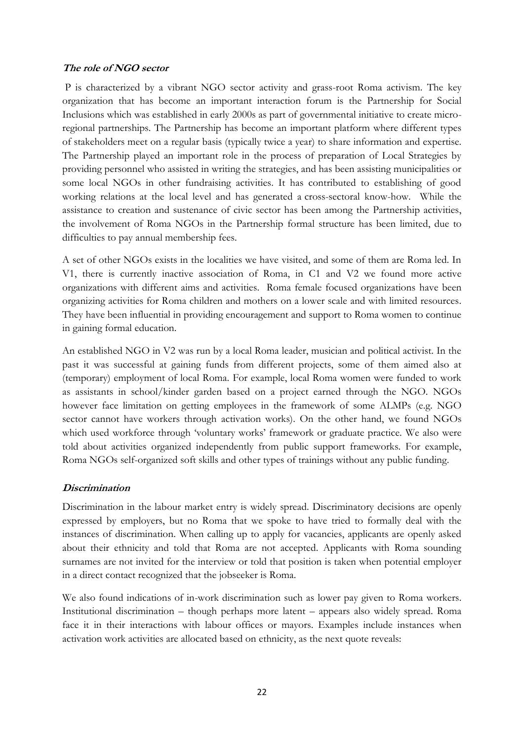### ***The role of NGO sector***

P is characterized by a vibrant NGO sector activity and grass-root Roma activism. The key organization that has become an important interaction forum is the Partnership for Social Inclusions which was established in early 2000s as part of governmental initiative to create micro-regional partnerships. The Partnership has become an important platform where different types of stakeholders meet on a regular basis (typically twice a year) to share information and expertise. The Partnership played an important role in the process of preparation of Local Strategies by providing personnel who assisted in writing the strategies, and has been assisting municipalities or some local NGOs in other fundraising activities. It has contributed to establishing of good working relations at the local level and has generated a cross-sectoral know-how. While the assistance to creation and sustenance of civic sector has been among the Partnership activities, the involvement of Roma NGOs in the Partnership formal structure has been limited, due to difficulties to pay annual membership fees.

A set of other NGOs exists in the localities we have visited, and some of them are Roma led. In V1, there is currently inactive association of Roma, in C1 and V2 we found more active organizations with different aims and activities. Roma female focused organizations have been organizing activities for Roma children and mothers on a lower scale and with limited resources. They have been influential in providing encouragement and support to Roma women to continue in gaining formal education.

An established NGO in V2 was run by a local Roma leader, musician and political activist. In the past it was successful at gaining funds from different projects, some of them aimed also at (temporary) employment of local Roma. For example, local Roma women were funded to work as assistants in school/kinder garden based on a project earned through the NGO. NGOs however face limitation on getting employees in the framework of some ALMPs (e.g. NGO sector cannot have workers through activation works). On the other hand, we found NGOs which used workforce through 'voluntary works' framework or graduate practice. We also were told about activities organized independently from public support frameworks. For example, Roma NGOs self-organized soft skills and other types of trainings without any public funding.

### ***Discrimination***

Discrimination in the labour market entry is widely spread. Discriminatory decisions are openly expressed by employers, but no Roma that we spoke to have tried to formally deal with the instances of discrimination. When calling up to apply for vacancies, applicants are openly asked about their ethnicity and told that Roma are not accepted. Applicants with Roma sounding surnames are not invited for the interview or told that position is taken when potential employer in a direct contact recognized that the jobseeker is Roma.

We also found indications of in-work discrimination such as lower pay given to Roma workers. Institutional discrimination – though perhaps more latent – appears also widely spread. Roma face it in their interactions with labour offices or mayors. Examples include instances when activation work activities are allocated based on ethnicity, as the next quote reveals: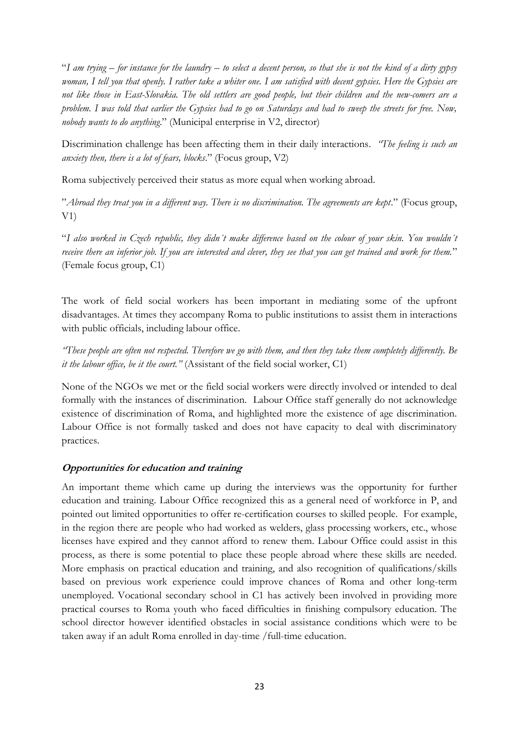"*I am trying – for instance for the laundry – to select a decent person, so that she is not the kind of a dirty gypsy woman, I tell you that openly. I rather take a whiter one. I am satisfied with decent gypsies. Here the Gypsies are not like those in East-Slovakia. The old settlers are good people, but their children and the new-comers are a problem. I was told that earlier the Gypsies had to go on Saturdays and had to sweep the streets for free. Now, nobody wants to do anything.*" (Municipal enterprise in V2, director)

Discrimination challenge has been affecting them in their daily interactions. *"The feeling is such an anxiety then, there is a lot of fears, blocks*." (Focus group, V2)

Roma subjectively perceived their status as more equal when working abroad.

"*Abroad they treat you in a different way. There is no discrimination. The agreements are kept*." (Focus group, V1)

"*I also worked in Czech republic, they didn´t make difference based on the colour of your skin. You wouldn´t receive there an inferior job. If you are interested and clever, they see that you can get trained and work for them.*" (Female focus group, C1)

The work of field social workers has been important in mediating some of the upfront disadvantages. At times they accompany Roma to public institutions to assist them in interactions with public officials, including labour office.

*"These people are often not respected. Therefore we go with them, and then they take them completely differently. Be it the labour office, be it the court."* (Assistant of the field social worker, C1)

None of the NGOs we met or the field social workers were directly involved or intended to deal formally with the instances of discrimination. Labour Office staff generally do not acknowledge existence of discrimination of Roma, and highlighted more the existence of age discrimination. Labour Office is not formally tasked and does not have capacity to deal with discriminatory practices.

***Opportunities for education and training***

An important theme which came up during the interviews was the opportunity for further education and training. Labour Office recognized this as a general need of workforce in P, and pointed out limited opportunities to offer re-certification courses to skilled people. For example, in the region there are people who had worked as welders, glass processing workers, etc., whose licenses have expired and they cannot afford to renew them. Labour Office could assist in this process, as there is some potential to place these people abroad where these skills are needed. More emphasis on practical education and training, and also recognition of qualifications/skills based on previous work experience could improve chances of Roma and other long-term unemployed. Vocational secondary school in C1 has actively been involved in providing more practical courses to Roma youth who faced difficulties in finishing compulsory education. The school director however identified obstacles in social assistance conditions which were to be taken away if an adult Roma enrolled in day-time /full-time education.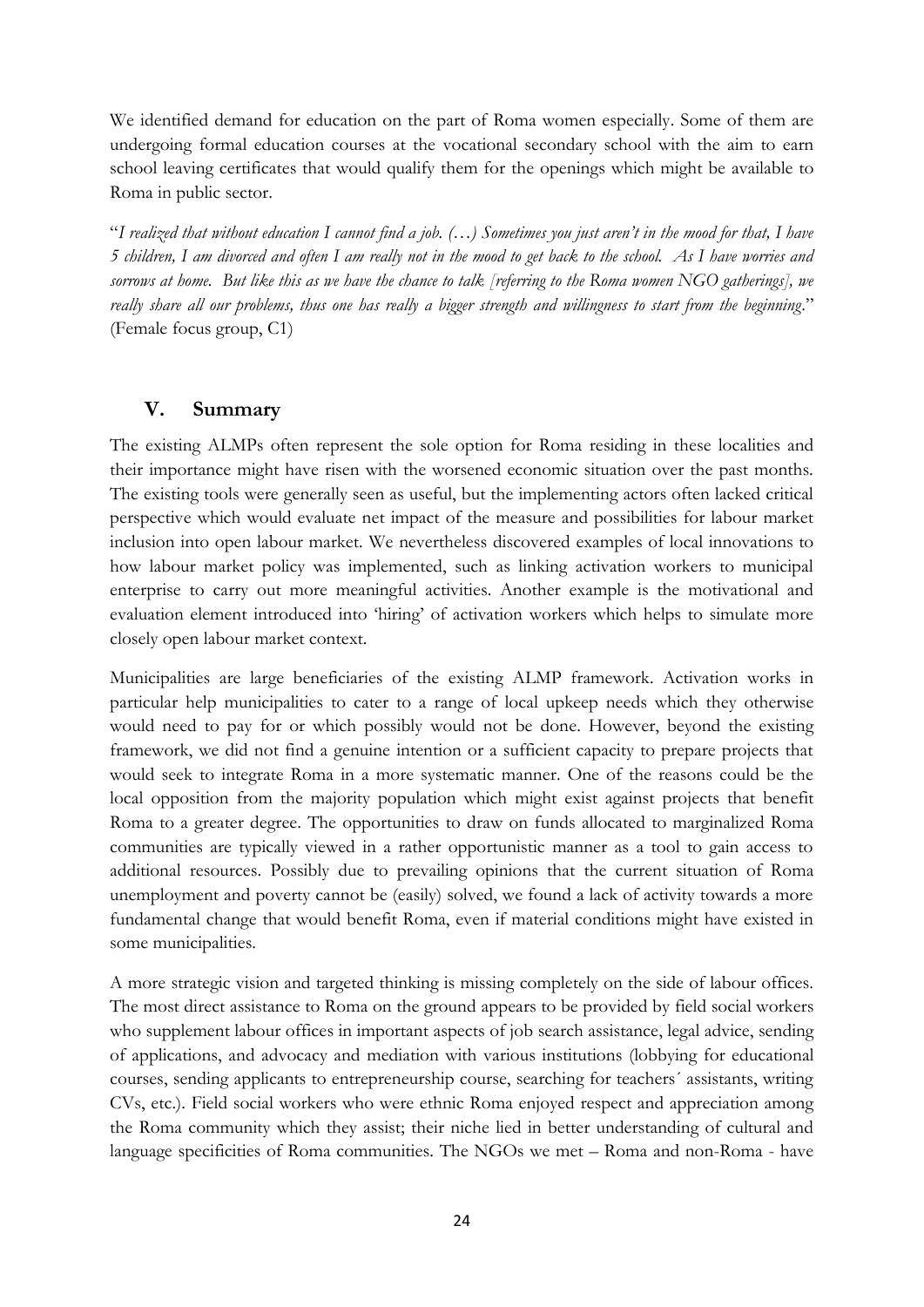We identified demand for education on the part of Roma women especially. Some of them are undergoing formal education courses at the vocational secondary school with the aim to earn school leaving certificates that would qualify them for the openings which might be available to Roma in public sector.

"*I realized that without education I cannot find a job. (…) Sometimes you just aren't in the mood for that, I have 5 children, I am divorced and often I am really not in the mood to get back to the school. As I have worries and sorrows at home. But like this as we have the chance to talk [referring to the Roma women NGO gatherings], we really share all our problems, thus one has really a bigger strength and willingness to start from the beginning*." (Female focus group, C1)

## V. Summary

The existing ALMPs often represent the sole option for Roma residing in these localities and their importance might have risen with the worsened economic situation over the past months. The existing tools were generally seen as useful, but the implementing actors often lacked critical perspective which would evaluate net impact of the measure and possibilities for labour market inclusion into open labour market. We nevertheless discovered examples of local innovations to how labour market policy was implemented, such as linking activation workers to municipal enterprise to carry out more meaningful activities. Another example is the motivational and evaluation element introduced into 'hiring' of activation workers which helps to simulate more closely open labour market context.

Municipalities are large beneficiaries of the existing ALMP framework. Activation works in particular help municipalities to cater to a range of local upkeep needs which they otherwise would need to pay for or which possibly would not be done. However, beyond the existing framework, we did not find a genuine intention or a sufficient capacity to prepare projects that would seek to integrate Roma in a more systematic manner. One of the reasons could be the local opposition from the majority population which might exist against projects that benefit Roma to a greater degree. The opportunities to draw on funds allocated to marginalized Roma communities are typically viewed in a rather opportunistic manner as a tool to gain access to additional resources. Possibly due to prevailing opinions that the current situation of Roma unemployment and poverty cannot be (easily) solved, we found a lack of activity towards a more fundamental change that would benefit Roma, even if material conditions might have existed in some municipalities.

A more strategic vision and targeted thinking is missing completely on the side of labour offices. The most direct assistance to Roma on the ground appears to be provided by field social workers who supplement labour offices in important aspects of job search assistance, legal advice, sending of applications, and advocacy and mediation with various institutions (lobbying for educational courses, sending applicants to entrepreneurship course, searching for teachers´ assistants, writing CVs, etc.). Field social workers who were ethnic Roma enjoyed respect and appreciation among the Roma community which they assist; their niche lied in better understanding of cultural and language specificities of Roma communities. The NGOs we met – Roma and non-Roma - have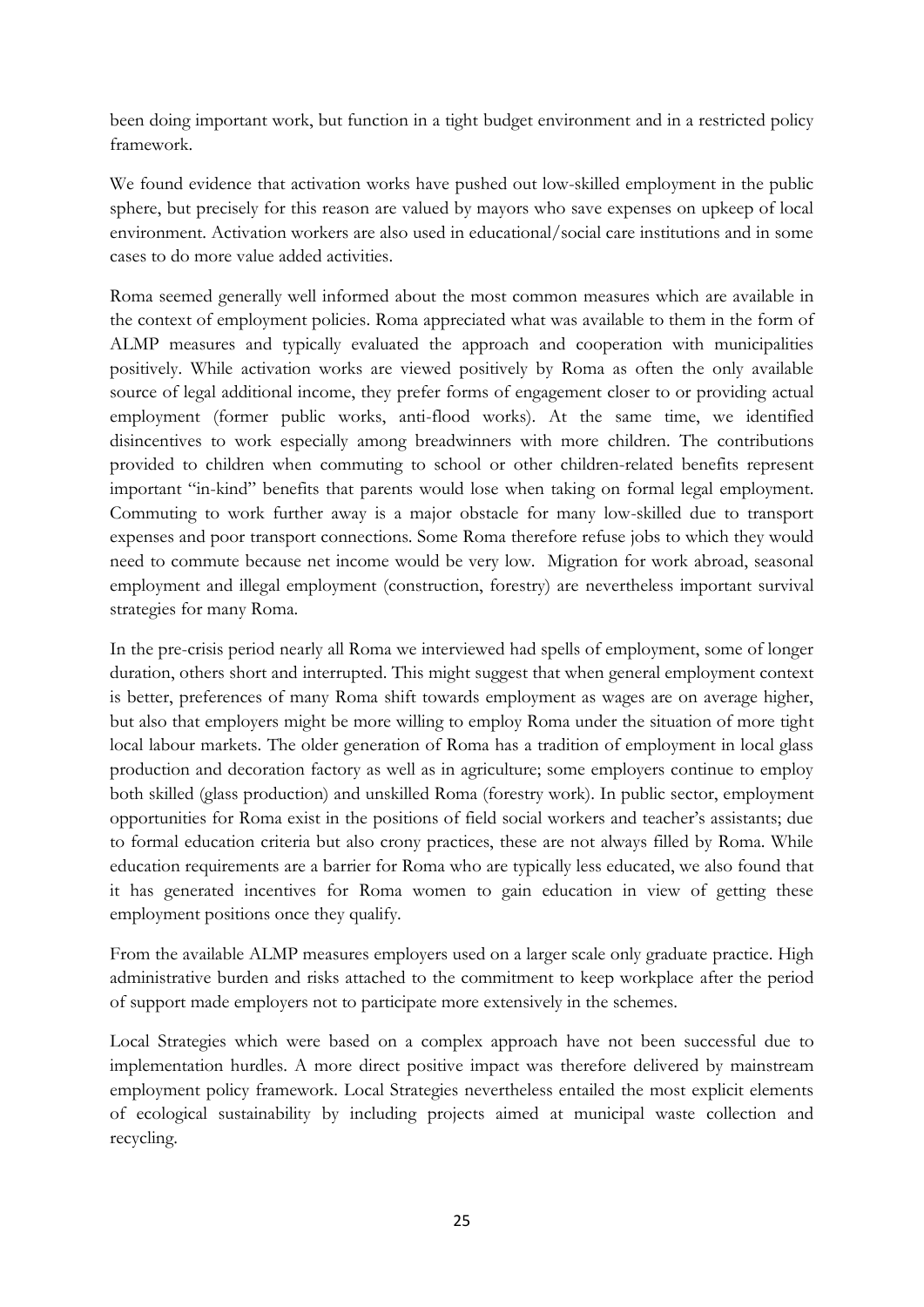been doing important work, but function in a tight budget environment and in a restricted policy framework.

We found evidence that activation works have pushed out low-skilled employment in the public sphere, but precisely for this reason are valued by mayors who save expenses on upkeep of local environment. Activation workers are also used in educational/social care institutions and in some cases to do more value added activities.

Roma seemed generally well informed about the most common measures which are available in the context of employment policies. Roma appreciated what was available to them in the form of ALMP measures and typically evaluated the approach and cooperation with municipalities positively. While activation works are viewed positively by Roma as often the only available source of legal additional income, they prefer forms of engagement closer to or providing actual employment (former public works, anti-flood works). At the same time, we identified disincentives to work especially among breadwinners with more children. The contributions provided to children when commuting to school or other children-related benefits represent important "in-kind" benefits that parents would lose when taking on formal legal employment. Commuting to work further away is a major obstacle for many low-skilled due to transport expenses and poor transport connections. Some Roma therefore refuse jobs to which they would need to commute because net income would be very low. Migration for work abroad, seasonal employment and illegal employment (construction, forestry) are nevertheless important survival strategies for many Roma.

In the pre-crisis period nearly all Roma we interviewed had spells of employment, some of longer duration, others short and interrupted. This might suggest that when general employment context is better, preferences of many Roma shift towards employment as wages are on average higher, but also that employers might be more willing to employ Roma under the situation of more tight local labour markets. The older generation of Roma has a tradition of employment in local glass production and decoration factory as well as in agriculture; some employers continue to employ both skilled (glass production) and unskilled Roma (forestry work). In public sector, employment opportunities for Roma exist in the positions of field social workers and teacher's assistants; due to formal education criteria but also crony practices, these are not always filled by Roma. While education requirements are a barrier for Roma who are typically less educated, we also found that it has generated incentives for Roma women to gain education in view of getting these employment positions once they qualify.

From the available ALMP measures employers used on a larger scale only graduate practice. High administrative burden and risks attached to the commitment to keep workplace after the period of support made employers not to participate more extensively in the schemes.

Local Strategies which were based on a complex approach have not been successful due to implementation hurdles. A more direct positive impact was therefore delivered by mainstream employment policy framework. Local Strategies nevertheless entailed the most explicit elements of ecological sustainability by including projects aimed at municipal waste collection and recycling.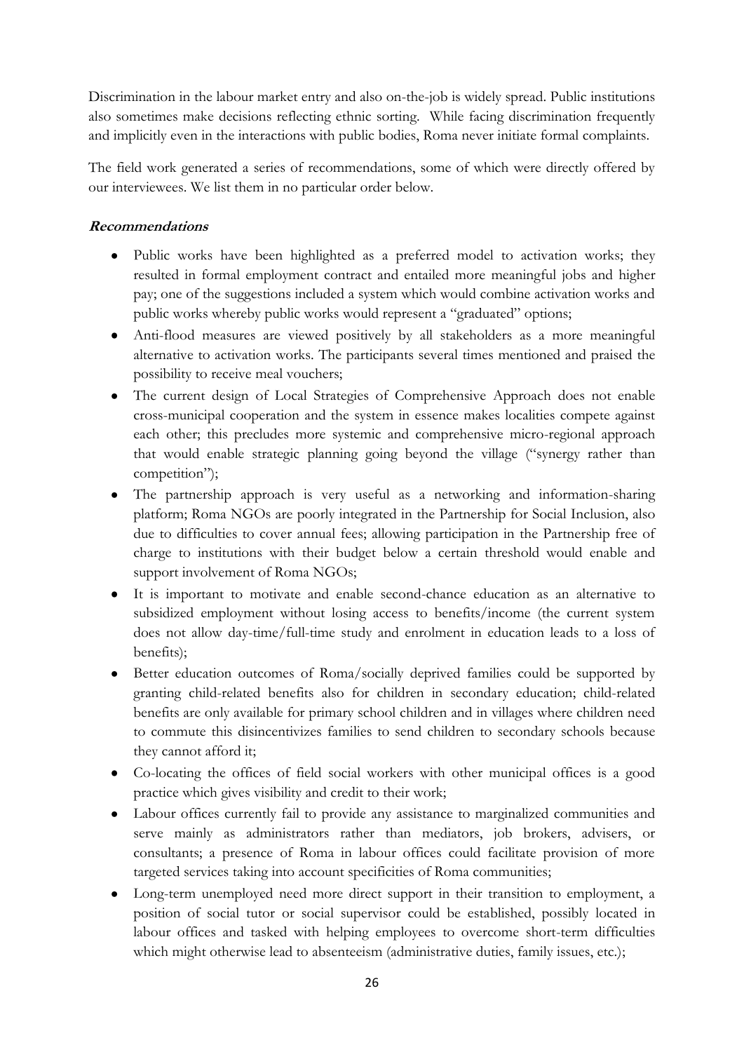Discrimination in the labour market entry and also on-the-job is widely spread. Public institutions also sometimes make decisions reflecting ethnic sorting. While facing discrimination frequently and implicitly even in the interactions with public bodies, Roma never initiate formal complaints.

The field work generated a series of recommendations, some of which were directly offered by our interviewees. We list them in no particular order below.

***Recommendations***

- Public works have been highlighted as a preferred model to activation works; they resulted in formal employment contract and entailed more meaningful jobs and higher pay; one of the suggestions included a system which would combine activation works and public works whereby public works would represent a "graduated" options;
- Anti-flood measures are viewed positively by all stakeholders as a more meaningful alternative to activation works. The participants several times mentioned and praised the possibility to receive meal vouchers;
- The current design of Local Strategies of Comprehensive Approach does not enable cross-municipal cooperation and the system in essence makes localities compete against each other; this precludes more systemic and comprehensive micro-regional approach that would enable strategic planning going beyond the village ("synergy rather than competition");
- The partnership approach is very useful as a networking and information-sharing platform; Roma NGOs are poorly integrated in the Partnership for Social Inclusion, also due to difficulties to cover annual fees; allowing participation in the Partnership free of charge to institutions with their budget below a certain threshold would enable and support involvement of Roma NGOs;
- It is important to motivate and enable second-chance education as an alternative to subsidized employment without losing access to benefits/income (the current system does not allow day-time/full-time study and enrolment in education leads to a loss of benefits);
- Better education outcomes of Roma/socially deprived families could be supported by granting child-related benefits also for children in secondary education; child-related benefits are only available for primary school children and in villages where children need to commute this disincentivizes families to send children to secondary schools because they cannot afford it;
- Co-locating the offices of field social workers with other municipal offices is a good practice which gives visibility and credit to their work;
- Labour offices currently fail to provide any assistance to marginalized communities and serve mainly as administrators rather than mediators, job brokers, advisers, or consultants; a presence of Roma in labour offices could facilitate provision of more targeted services taking into account specificities of Roma communities;
- Long-term unemployed need more direct support in their transition to employment, a position of social tutor or social supervisor could be established, possibly located in labour offices and tasked with helping employees to overcome short-term difficulties which might otherwise lead to absenteeism (administrative duties, family issues, etc.);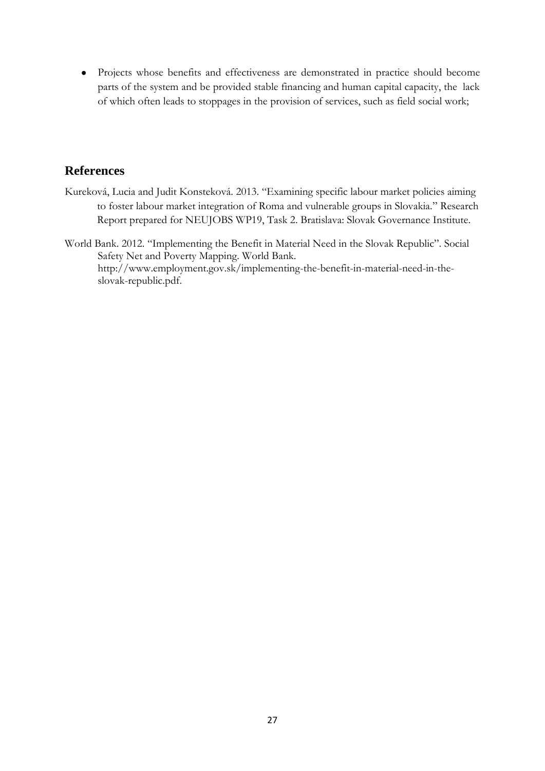- Projects whose benefits and effectiveness are demonstrated in practice should become parts of the system and be provided stable financing and human capital capacity, the lack of which often leads to stoppages in the provision of services, such as field social work;

## References

Kureková, Lucia and Judit Konsteková. 2013. "Examining specific labour market policies aiming to foster labour market integration of Roma and vulnerable groups in Slovakia." Research Report prepared for NEUJOBS WP19, Task 2. Bratislava: Slovak Governance Institute.

World Bank. 2012. "Implementing the Benefit in Material Need in the Slovak Republic". Social Safety Net and Poverty Mapping. World Bank. http://www.employment.gov.sk/implementing-the-benefit-in-material-need-in-the-slovak-republic.pdf.